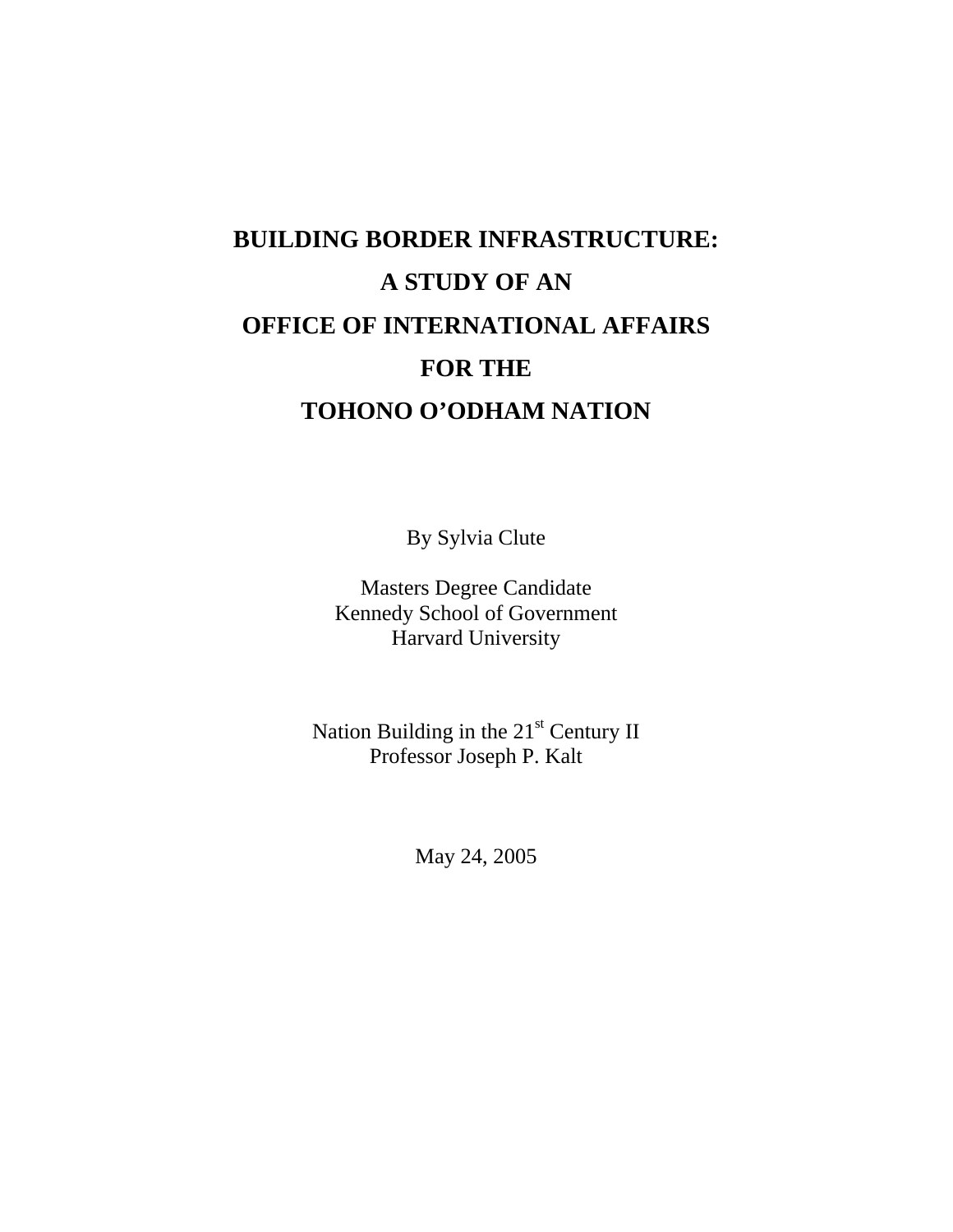# BUILDING BORDER INFRASTRUCTURE: A STUDY OF AN OFFICE OF INTERNATIONAL AFFAIRS FOR THE TOHONO O'ODHAM NATION

By Sylvia Clute

Masters Degree Candidate
Kennedy School of Government
Harvard University

Nation Building in the 21st Century II
Professor Joseph P. Kalt

May 24, 2005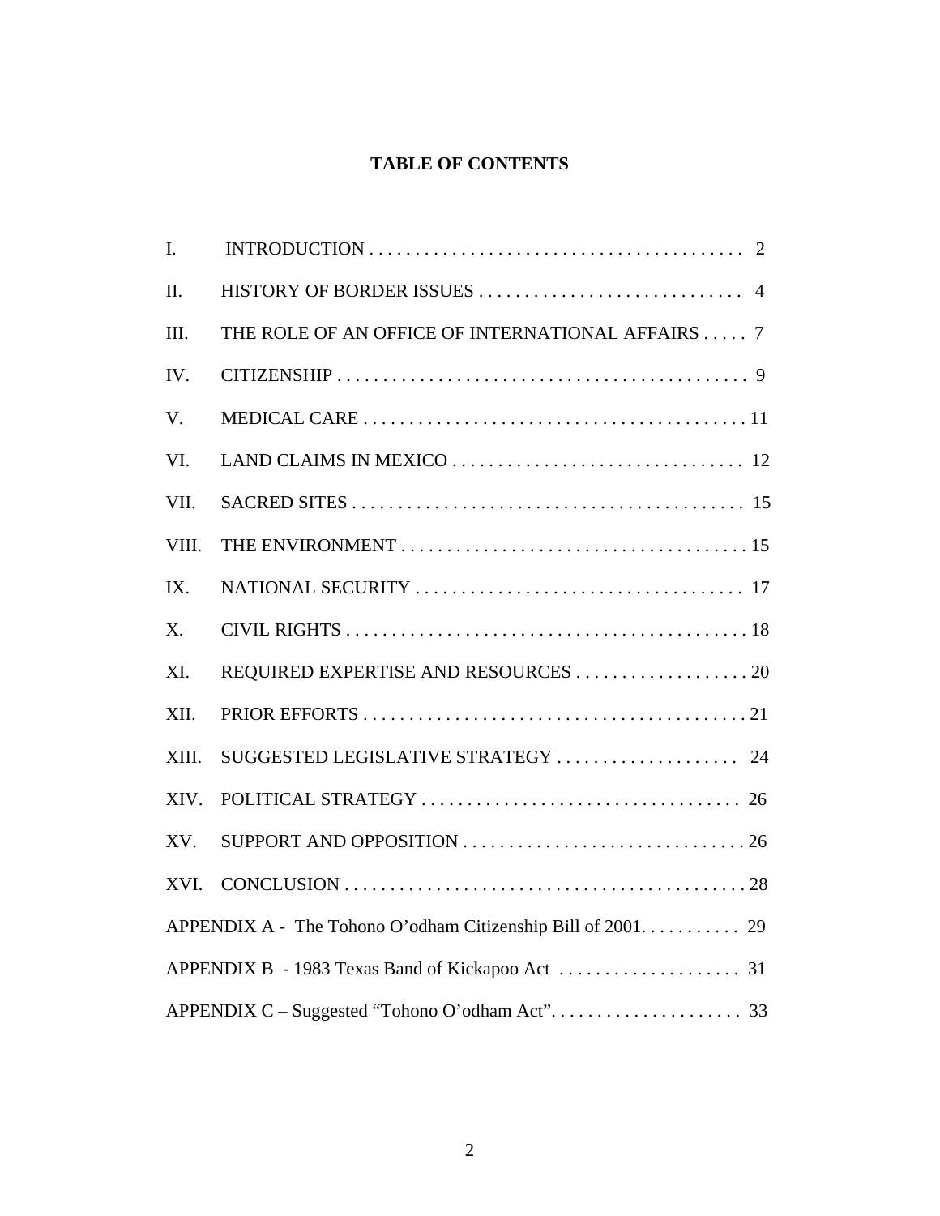## TABLE OF CONTENTS

| | | |
|---|---|---|
| I. | INTRODUCTION | 2 |
| II. | HISTORY OF BORDER ISSUES | 4 |
| III. | THE ROLE OF AN OFFICE OF INTERNATIONAL AFFAIRS | 7 |
| IV. | CITIZENSHIP | 9 |
| V. | MEDICAL CARE | 11 |
| VI. | LAND CLAIMS IN MEXICO | 12 |
| VII. | SACRED SITES | 15 |
| VIII. | THE ENVIRONMENT | 15 |
| IX. | NATIONAL SECURITY | 17 |
| X. | CIVIL RIGHTS | 18 |
| XI. | REQUIRED EXPERTISE AND RESOURCES | 20 |
| XII. | PRIOR EFFORTS | 21 |
| XIII. | SUGGESTED LEGISLATIVE STRATEGY | 24 |
| XIV. | POLITICAL STRATEGY | 26 |
| XV. | SUPPORT AND OPPOSITION | 26 |
| XVI. | CONCLUSION | 28 |
| | APPENDIX A - The Tohono O'odham Citizenship Bill of 2001 | 29 |
| | APPENDIX B - 1983 Texas Band of Kickapoo Act | 31 |
| | APPENDIX C – Suggested "Tohono O'odham Act" | 33 |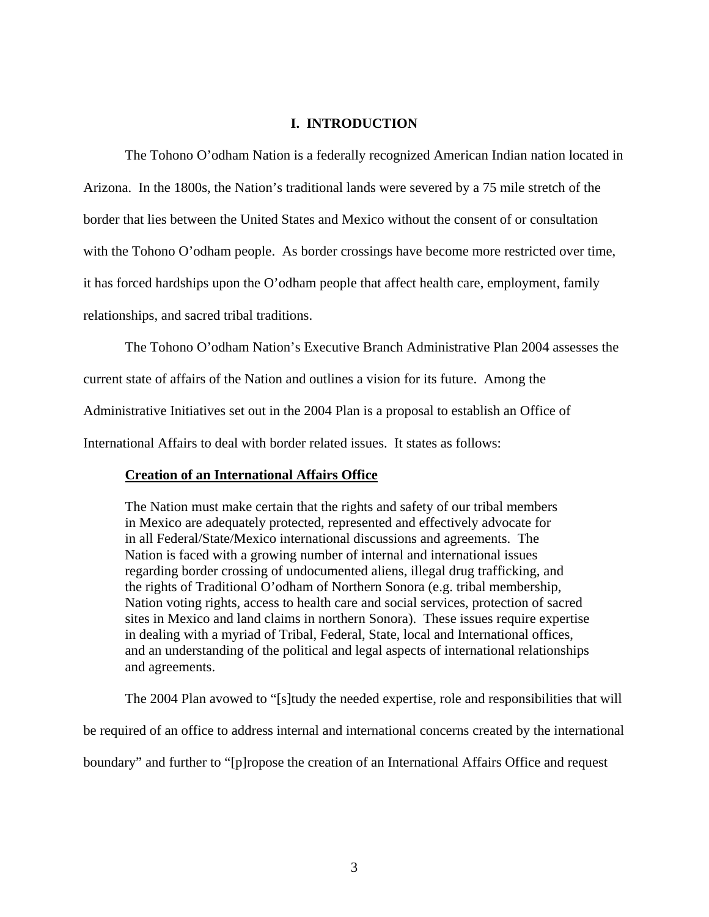## I. INTRODUCTION

The Tohono O'odham Nation is a federally recognized American Indian nation located in Arizona. In the 1800s, the Nation's traditional lands were severed by a 75 mile stretch of the border that lies between the United States and Mexico without the consent of or consultation with the Tohono O'odham people. As border crossings have become more restricted over time, it has forced hardships upon the O'odham people that affect health care, employment, family relationships, and sacred tribal traditions.

The Tohono O'odham Nation's Executive Branch Administrative Plan 2004 assesses the current state of affairs of the Nation and outlines a vision for its future. Among the Administrative Initiatives set out in the 2004 Plan is a proposal to establish an Office of International Affairs to deal with border related issues. It states as follows:

> **Creation of an International Affairs Office**
>
> The Nation must make certain that the rights and safety of our tribal members in Mexico are adequately protected, represented and effectively advocate for in all Federal/State/Mexico international discussions and agreements. The Nation is faced with a growing number of internal and international issues regarding border crossing of undocumented aliens, illegal drug trafficking, and the rights of Traditional O'odham of Northern Sonora (e.g. tribal membership, Nation voting rights, access to health care and social services, protection of sacred sites in Mexico and land claims in northern Sonora). These issues require expertise in dealing with a myriad of Tribal, Federal, State, local and International offices, and an understanding of the political and legal aspects of international relationships and agreements.

The 2004 Plan avowed to "[s]tudy the needed expertise, role and responsibilities that will be required of an office to address internal and international concerns created by the international boundary" and further to "[p]ropose the creation of an International Affairs Office and request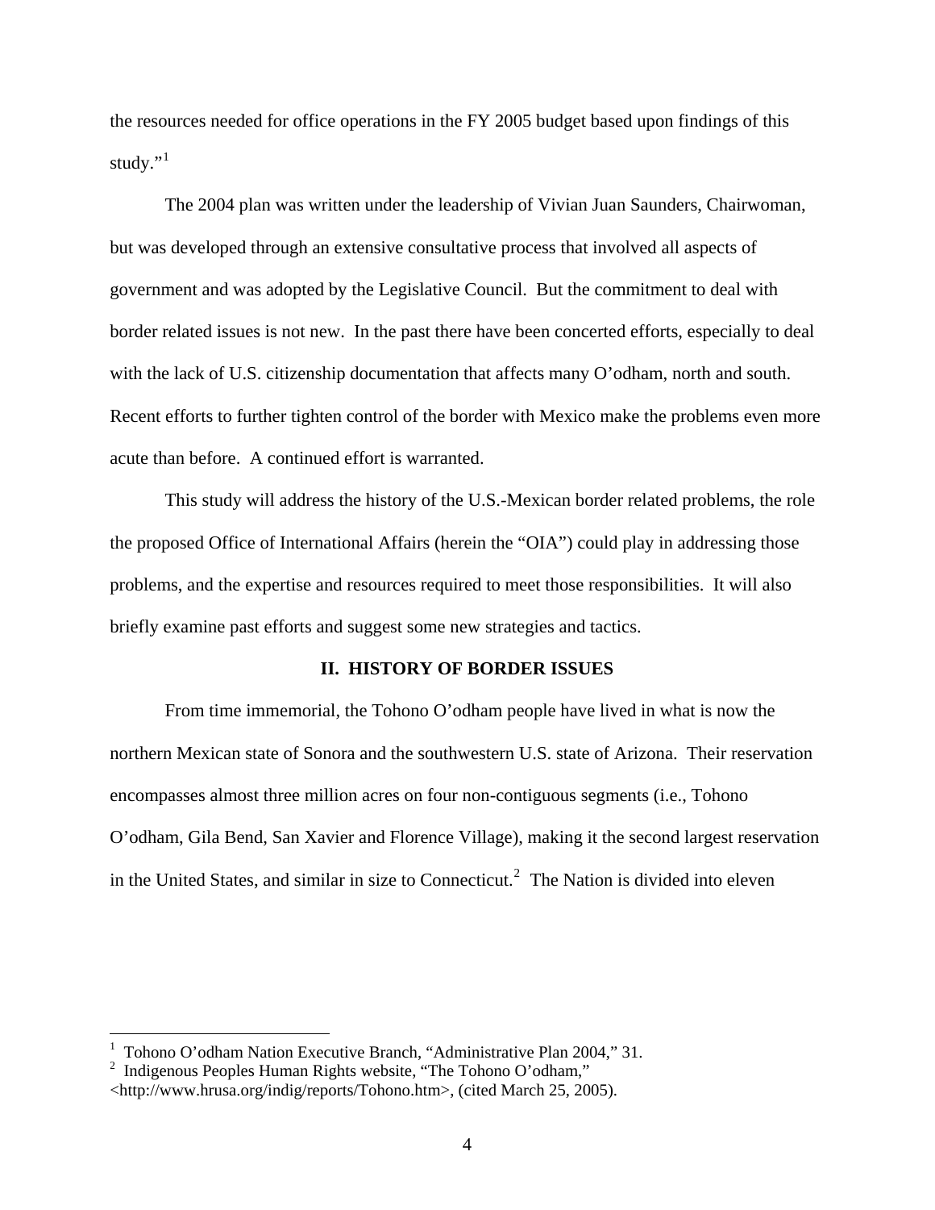the resources needed for office operations in the FY 2005 budget based upon findings of this study."[1]

The 2004 plan was written under the leadership of Vivian Juan Saunders, Chairwoman, but was developed through an extensive consultative process that involved all aspects of government and was adopted by the Legislative Council. But the commitment to deal with border related issues is not new. In the past there have been concerted efforts, especially to deal with the lack of U.S. citizenship documentation that affects many O'odham, north and south. Recent efforts to further tighten control of the border with Mexico make the problems even more acute than before. A continued effort is warranted.

This study will address the history of the U.S.-Mexican border related problems, the role the proposed Office of International Affairs (herein the "OIA") could play in addressing those problems, and the expertise and resources required to meet those responsibilities. It will also briefly examine past efforts and suggest some new strategies and tactics.

## II. HISTORY OF BORDER ISSUES

From time immemorial, the Tohono O'odham people have lived in what is now the northern Mexican state of Sonora and the southwestern U.S. state of Arizona. Their reservation encompasses almost three million acres on four non-contiguous segments (i.e., Tohono O'odham, Gila Bend, San Xavier and Florence Village), making it the second largest reservation in the United States, and similar in size to Connecticut.[2] The Nation is divided into eleven

---

[1] Tohono O'odham Nation Executive Branch, "Administrative Plan 2004," 31.

[2] Indigenous Peoples Human Rights website, "The Tohono O'odham," <http://www.hrusa.org/indig/reports/Tohono.htm>, (cited March 25, 2005).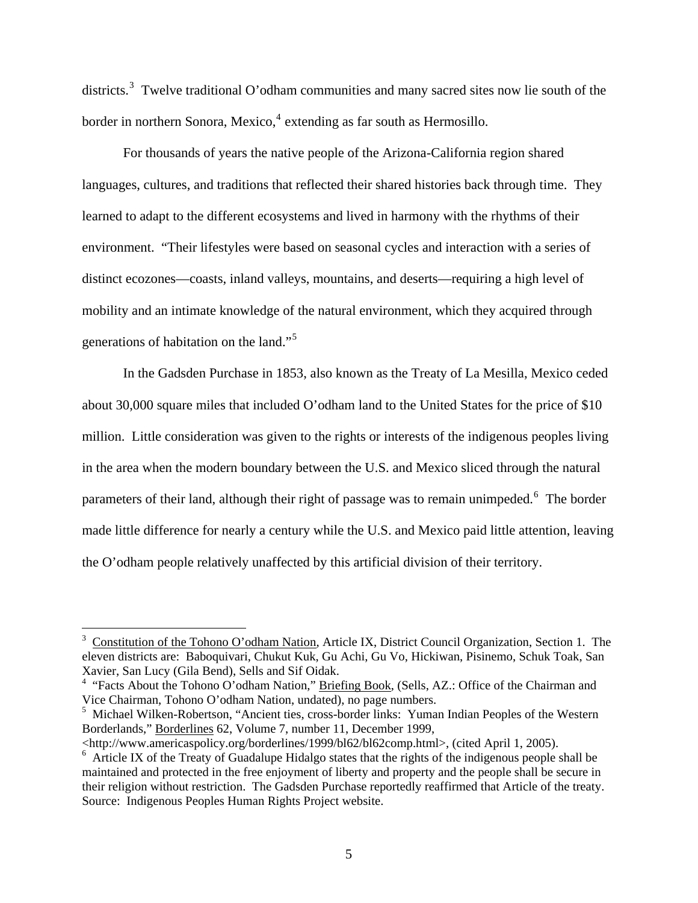districts.[3] Twelve traditional O'odham communities and many sacred sites now lie south of the border in northern Sonora, Mexico,[4] extending as far south as Hermosillo.

For thousands of years the native people of the Arizona-California region shared languages, cultures, and traditions that reflected their shared histories back through time. They learned to adapt to the different ecosystems and lived in harmony with the rhythms of their environment. "Their lifestyles were based on seasonal cycles and interaction with a series of distinct ecozones—coasts, inland valleys, mountains, and deserts—requiring a high level of mobility and an intimate knowledge of the natural environment, which they acquired through generations of habitation on the land."[5]

In the Gadsden Purchase in 1853, also known as the Treaty of La Mesilla, Mexico ceded about 30,000 square miles that included O'odham land to the United States for the price of $10 million. Little consideration was given to the rights or interests of the indigenous peoples living in the area when the modern boundary between the U.S. and Mexico sliced through the natural parameters of their land, although their right of passage was to remain unimpeded.[6] The border made little difference for nearly a century while the U.S. and Mexico paid little attention, leaving the O'odham people relatively unaffected by this artificial division of their territory.

---

[3] Constitution of the Tohono O'odham Nation, Article IX, District Council Organization, Section 1. The eleven districts are: Baboquivari, Chukut Kuk, Gu Achi, Gu Vo, Hickiwan, Pisinemo, Schuk Toak, San Xavier, San Lucy (Gila Bend), Sells and Sif Oidak.

[4] "Facts About the Tohono O'odham Nation," Briefing Book, (Sells, AZ.: Office of the Chairman and Vice Chairman, Tohono O'odham Nation, undated), no page numbers.

[5] Michael Wilken-Robertson, "Ancient ties, cross-border links: Yuman Indian Peoples of the Western Borderlands," Borderlines 62, Volume 7, number 11, December 1999, <http://www.americaspolicy.org/borderlines/1999/bl62/bl62comp.html>, (cited April 1, 2005).

[6] Article IX of the Treaty of Guadalupe Hidalgo states that the rights of the indigenous people shall be maintained and protected in the free enjoyment of liberty and property and the people shall be secure in their religion without restriction. The Gadsden Purchase reportedly reaffirmed that Article of the treaty. Source: Indigenous Peoples Human Rights Project website.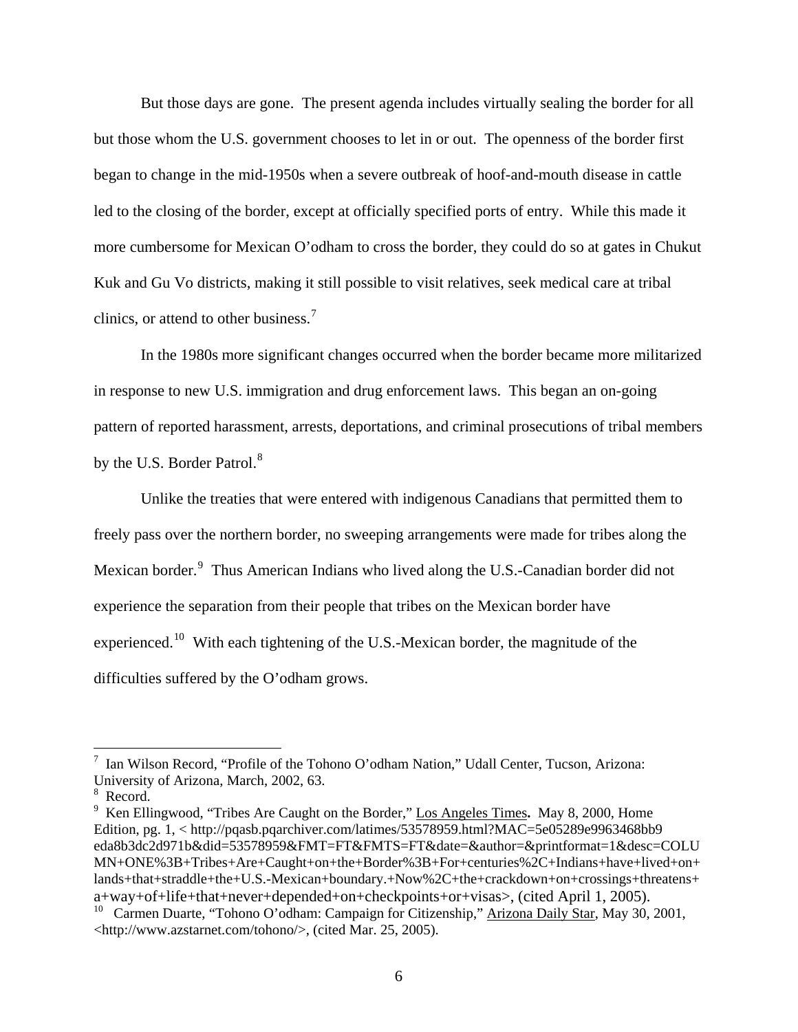But those days are gone. The present agenda includes virtually sealing the border for all but those whom the U.S. government chooses to let in or out. The openness of the border first began to change in the mid-1950s when a severe outbreak of hoof-and-mouth disease in cattle led to the closing of the border, except at officially specified ports of entry. While this made it more cumbersome for Mexican O'odham to cross the border, they could do so at gates in Chukut Kuk and Gu Vo districts, making it still possible to visit relatives, seek medical care at tribal clinics, or attend to other business.[7]

In the 1980s more significant changes occurred when the border became more militarized in response to new U.S. immigration and drug enforcement laws. This began an on-going pattern of reported harassment, arrests, deportations, and criminal prosecutions of tribal members by the U.S. Border Patrol.[8]

Unlike the treaties that were entered with indigenous Canadians that permitted them to freely pass over the northern border, no sweeping arrangements were made for tribes along the Mexican border.[9] Thus American Indians who lived along the U.S.-Canadian border did not experience the separation from their people that tribes on the Mexican border have experienced.[10] With each tightening of the U.S.-Mexican border, the magnitude of the difficulties suffered by the O'odham grows.

---

[7] Ian Wilson Record, "Profile of the Tohono O'odham Nation," Udall Center, Tucson, Arizona: University of Arizona, March, 2002, 63.

[8] Record.

[9] Ken Ellingwood, "Tribes Are Caught on the Border," Los Angeles Times**.** May 8, 2000, Home Edition, pg. 1, < http://pqasb.pqarchiver.com/latimes/53578959.html?MAC=5e05289e9963468bb9eda8b3dc2d971b&did=53578959&FMT=FT&FMTS=FT&date=&author=&printformat=1&desc=COLUMN+ONE%3B+Tribes+Are+Caught+on+the+Border%3B+For+centuries%2C+Indians+have+lived+on+lands+that+straddle+the+U.S.-Mexican+boundary.+Now%2C+the+crackdown+on+crossings+threatens+a+way+of+life+that+never+depended+on+checkpoints+or+visas>, (cited April 1, 2005).

[10] Carmen Duarte, "Tohono O'odham: Campaign for Citizenship," Arizona Daily Star, May 30, 2001, <http://www.azstarnet.com/tohono/>, (cited Mar. 25, 2005).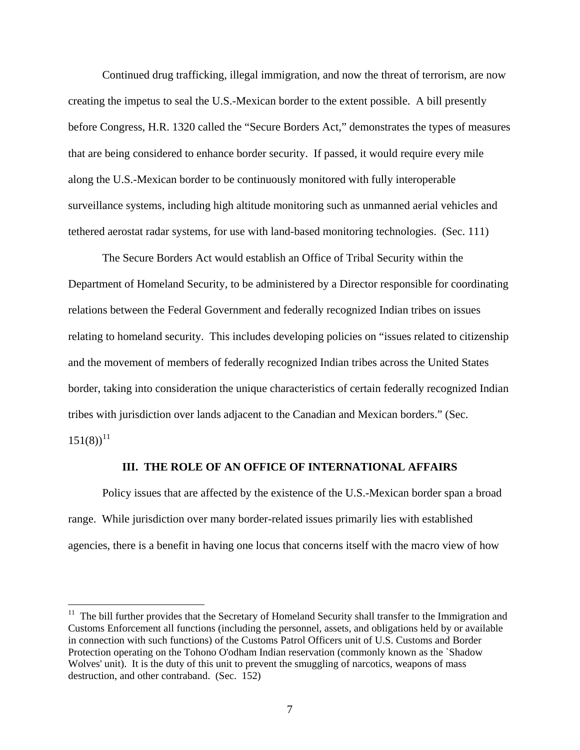Continued drug trafficking, illegal immigration, and now the threat of terrorism, are now creating the impetus to seal the U.S.-Mexican border to the extent possible. A bill presently before Congress, H.R. 1320 called the "Secure Borders Act," demonstrates the types of measures that are being considered to enhance border security. If passed, it would require every mile along the U.S.-Mexican border to be continuously monitored with fully interoperable surveillance systems, including high altitude monitoring such as unmanned aerial vehicles and tethered aerostat radar systems, for use with land-based monitoring technologies. (Sec. 111)

The Secure Borders Act would establish an Office of Tribal Security within the Department of Homeland Security, to be administered by a Director responsible for coordinating relations between the Federal Government and federally recognized Indian tribes on issues relating to homeland security. This includes developing policies on "issues related to citizenship and the movement of members of federally recognized Indian tribes across the United States border, taking into consideration the unique characteristics of certain federally recognized Indian tribes with jurisdiction over lands adjacent to the Canadian and Mexican borders." (Sec. 151(8))[11]

## III. THE ROLE OF AN OFFICE OF INTERNATIONAL AFFAIRS

Policy issues that are affected by the existence of the U.S.-Mexican border span a broad range. While jurisdiction over many border-related issues primarily lies with established agencies, there is a benefit in having one locus that concerns itself with the macro view of how

---

[11] The bill further provides that the Secretary of Homeland Security shall transfer to the Immigration and Customs Enforcement all functions (including the personnel, assets, and obligations held by or available in connection with such functions) of the Customs Patrol Officers unit of U.S. Customs and Border Protection operating on the Tohono O'odham Indian reservation (commonly known as the `Shadow Wolves' unit). It is the duty of this unit to prevent the smuggling of narcotics, weapons of mass destruction, and other contraband. (Sec. 152)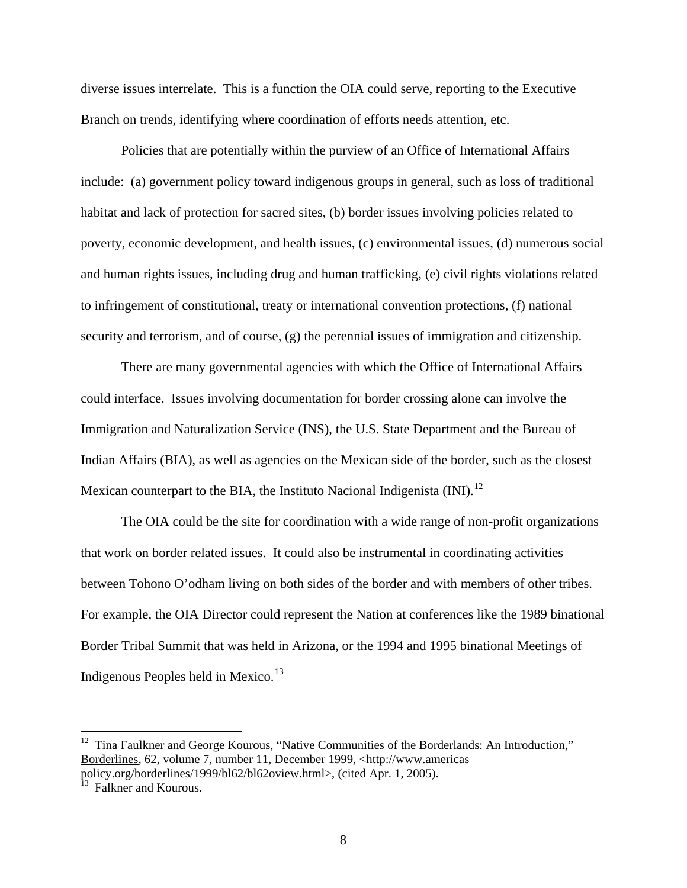diverse issues interrelate. This is a function the OIA could serve, reporting to the Executive Branch on trends, identifying where coordination of efforts needs attention, etc.

Policies that are potentially within the purview of an Office of International Affairs include: (a) government policy toward indigenous groups in general, such as loss of traditional habitat and lack of protection for sacred sites, (b) border issues involving policies related to poverty, economic development, and health issues, (c) environmental issues, (d) numerous social and human rights issues, including drug and human trafficking, (e) civil rights violations related to infringement of constitutional, treaty or international convention protections, (f) national security and terrorism, and of course, (g) the perennial issues of immigration and citizenship.

There are many governmental agencies with which the Office of International Affairs could interface. Issues involving documentation for border crossing alone can involve the Immigration and Naturalization Service (INS), the U.S. State Department and the Bureau of Indian Affairs (BIA), as well as agencies on the Mexican side of the border, such as the closest Mexican counterpart to the BIA, the Instituto Nacional Indigenista (INI).[12]

The OIA could be the site for coordination with a wide range of non-profit organizations that work on border related issues. It could also be instrumental in coordinating activities between Tohono O'odham living on both sides of the border and with members of other tribes. For example, the OIA Director could represent the Nation at conferences like the 1989 binational Border Tribal Summit that was held in Arizona, or the 1994 and 1995 binational Meetings of Indigenous Peoples held in Mexico.[13]

---

[12] Tina Faulkner and George Kourous, "Native Communities of the Borderlands: An Introduction," Borderlines, 62, volume 7, number 11, December 1999, <http://www.americas policy.org/borderlines/1999/bl62/bl62oview.html>, (cited Apr. 1, 2005).

[13] Falkner and Kourous.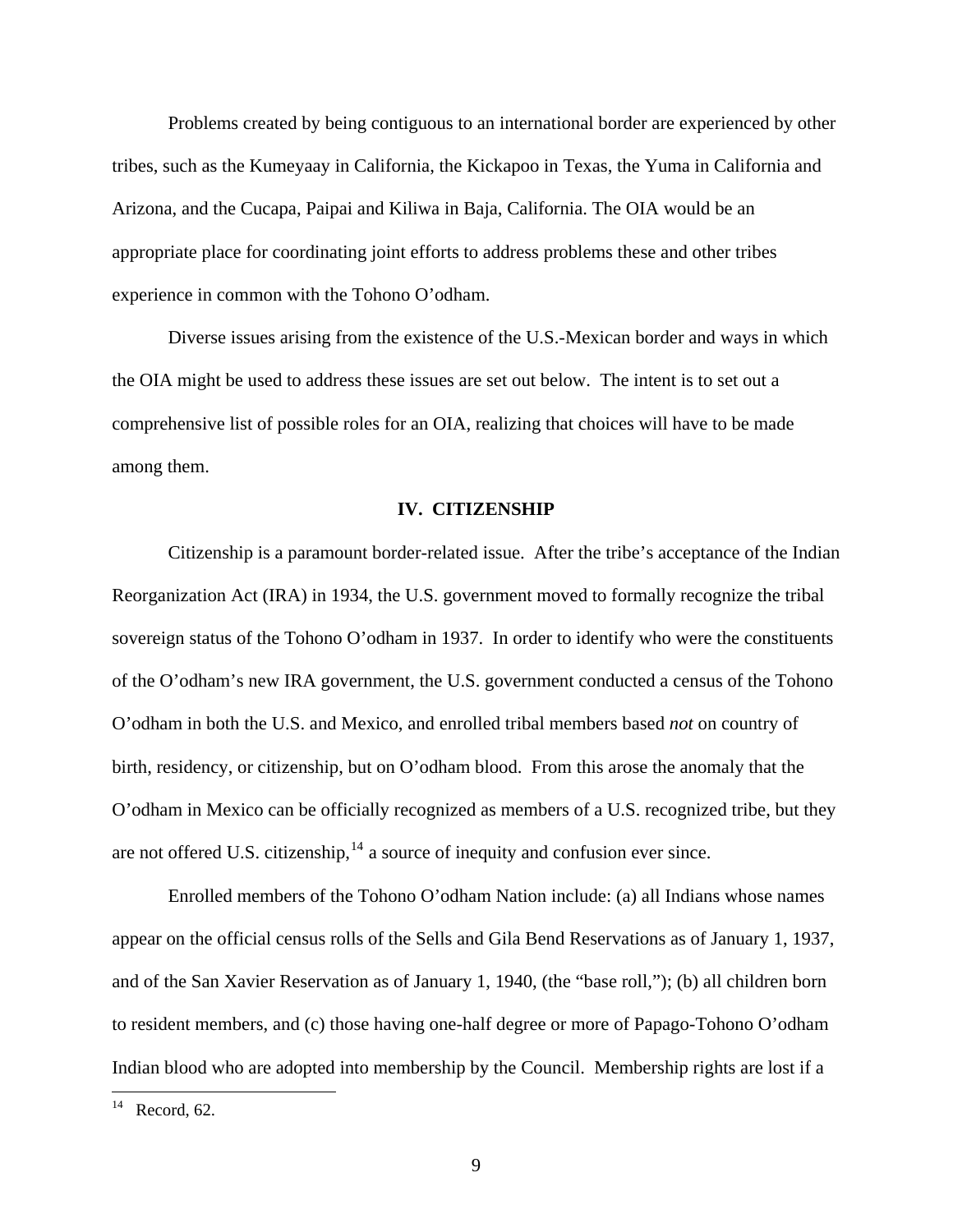Problems created by being contiguous to an international border are experienced by other tribes, such as the Kumeyaay in California, the Kickapoo in Texas, the Yuma in California and Arizona, and the Cucapa, Paipai and Kiliwa in Baja, California. The OIA would be an appropriate place for coordinating joint efforts to address problems these and other tribes experience in common with the Tohono O'odham.

Diverse issues arising from the existence of the U.S.-Mexican border and ways in which the OIA might be used to address these issues are set out below. The intent is to set out a comprehensive list of possible roles for an OIA, realizing that choices will have to be made among them.

## IV. CITIZENSHIP

Citizenship is a paramount border-related issue. After the tribe's acceptance of the Indian Reorganization Act (IRA) in 1934, the U.S. government moved to formally recognize the tribal sovereign status of the Tohono O'odham in 1937. In order to identify who were the constituents of the O'odham's new IRA government, the U.S. government conducted a census of the Tohono O'odham in both the U.S. and Mexico, and enrolled tribal members based *not* on country of birth, residency, or citizenship, but on O'odham blood. From this arose the anomaly that the O'odham in Mexico can be officially recognized as members of a U.S. recognized tribe, but they are not offered U.S. citizenship,[14] a source of inequity and confusion ever since.

Enrolled members of the Tohono O'odham Nation include: (a) all Indians whose names appear on the official census rolls of the Sells and Gila Bend Reservations as of January 1, 1937, and of the San Xavier Reservation as of January 1, 1940, (the "base roll,"); (b) all children born to resident members, and (c) those having one-half degree or more of Papago-Tohono O'odham Indian blood who are adopted into membership by the Council. Membership rights are lost if a

[14] Record, 62.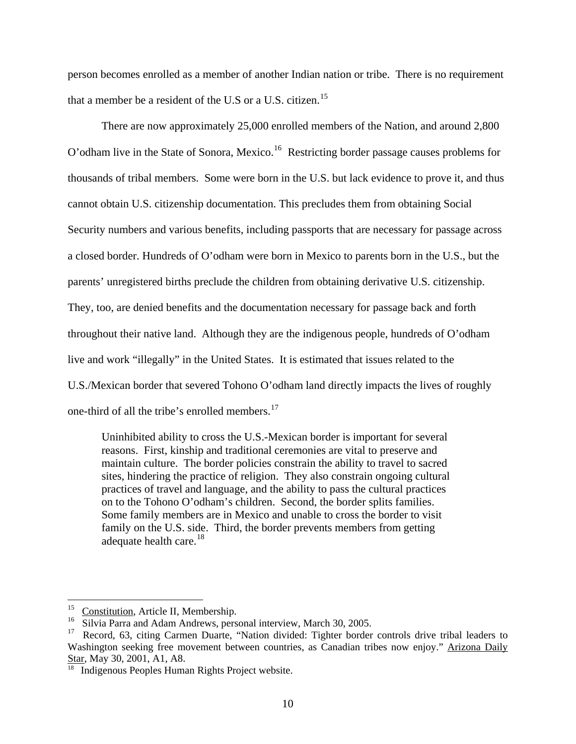person becomes enrolled as a member of another Indian nation or tribe. There is no requirement that a member be a resident of the U.S or a U.S. citizen.[15]

There are now approximately 25,000 enrolled members of the Nation, and around 2,800 O'odham live in the State of Sonora, Mexico.[16] Restricting border passage causes problems for thousands of tribal members. Some were born in the U.S. but lack evidence to prove it, and thus cannot obtain U.S. citizenship documentation. This precludes them from obtaining Social Security numbers and various benefits, including passports that are necessary for passage across a closed border. Hundreds of O'odham were born in Mexico to parents born in the U.S., but the parents' unregistered births preclude the children from obtaining derivative U.S. citizenship. They, too, are denied benefits and the documentation necessary for passage back and forth throughout their native land. Although they are the indigenous people, hundreds of O'odham live and work "illegally" in the United States. It is estimated that issues related to the U.S./Mexican border that severed Tohono O'odham land directly impacts the lives of roughly one-third of all the tribe's enrolled members.[17]

> Uninhibited ability to cross the U.S.-Mexican border is important for several reasons. First, kinship and traditional ceremonies are vital to preserve and maintain culture. The border policies constrain the ability to travel to sacred sites, hindering the practice of religion. They also constrain ongoing cultural practices of travel and language, and the ability to pass the cultural practices on to the Tohono O'odham's children. Second, the border splits families. Some family members are in Mexico and unable to cross the border to visit family on the U.S. side. Third, the border prevents members from getting adequate health care.[18]

---

[15] Constitution, Article II, Membership.

[16] Silvia Parra and Adam Andrews, personal interview, March 30, 2005.

[17] Record, 63, citing Carmen Duarte, "Nation divided: Tighter border controls drive tribal leaders to Washington seeking free movement between countries, as Canadian tribes now enjoy." Arizona Daily Star, May 30, 2001, A1, A8.

[18] Indigenous Peoples Human Rights Project website.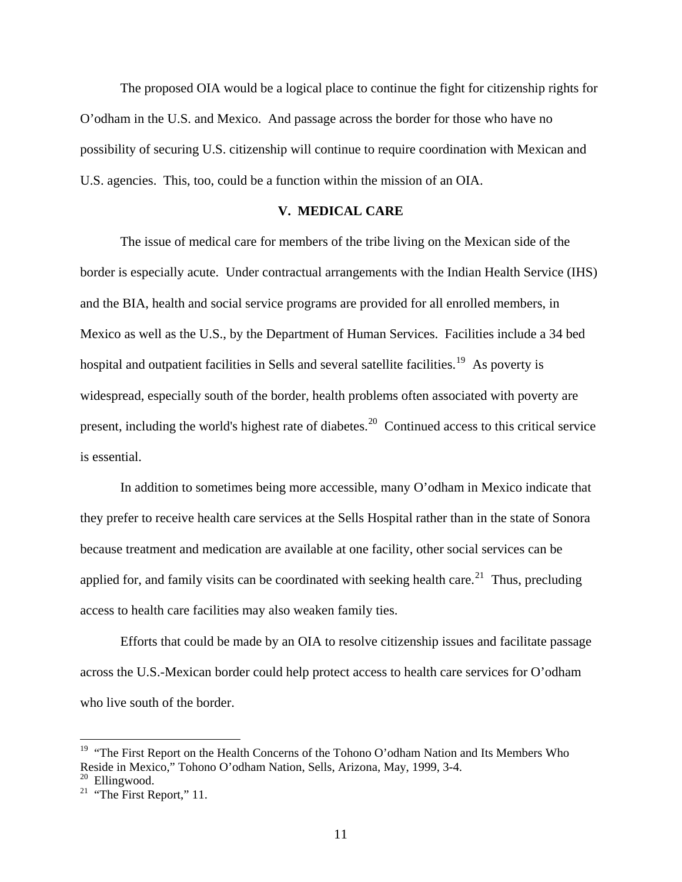The proposed OIA would be a logical place to continue the fight for citizenship rights for O'odham in the U.S. and Mexico. And passage across the border for those who have no possibility of securing U.S. citizenship will continue to require coordination with Mexican and U.S. agencies. This, too, could be a function within the mission of an OIA.

## V. MEDICAL CARE

The issue of medical care for members of the tribe living on the Mexican side of the border is especially acute. Under contractual arrangements with the Indian Health Service (IHS) and the BIA, health and social service programs are provided for all enrolled members, in Mexico as well as the U.S., by the Department of Human Services. Facilities include a 34 bed hospital and outpatient facilities in Sells and several satellite facilities.[19] As poverty is widespread, especially south of the border, health problems often associated with poverty are present, including the world's highest rate of diabetes.[20] Continued access to this critical service is essential.

In addition to sometimes being more accessible, many O'odham in Mexico indicate that they prefer to receive health care services at the Sells Hospital rather than in the state of Sonora because treatment and medication are available at one facility, other social services can be applied for, and family visits can be coordinated with seeking health care.[21] Thus, precluding access to health care facilities may also weaken family ties.

Efforts that could be made by an OIA to resolve citizenship issues and facilitate passage across the U.S.-Mexican border could help protect access to health care services for O'odham who live south of the border.

---

[19] "The First Report on the Health Concerns of the Tohono O'odham Nation and Its Members Who Reside in Mexico," Tohono O'odham Nation, Sells, Arizona, May, 1999, 3-4.

[20] Ellingwood.

[21] "The First Report," 11.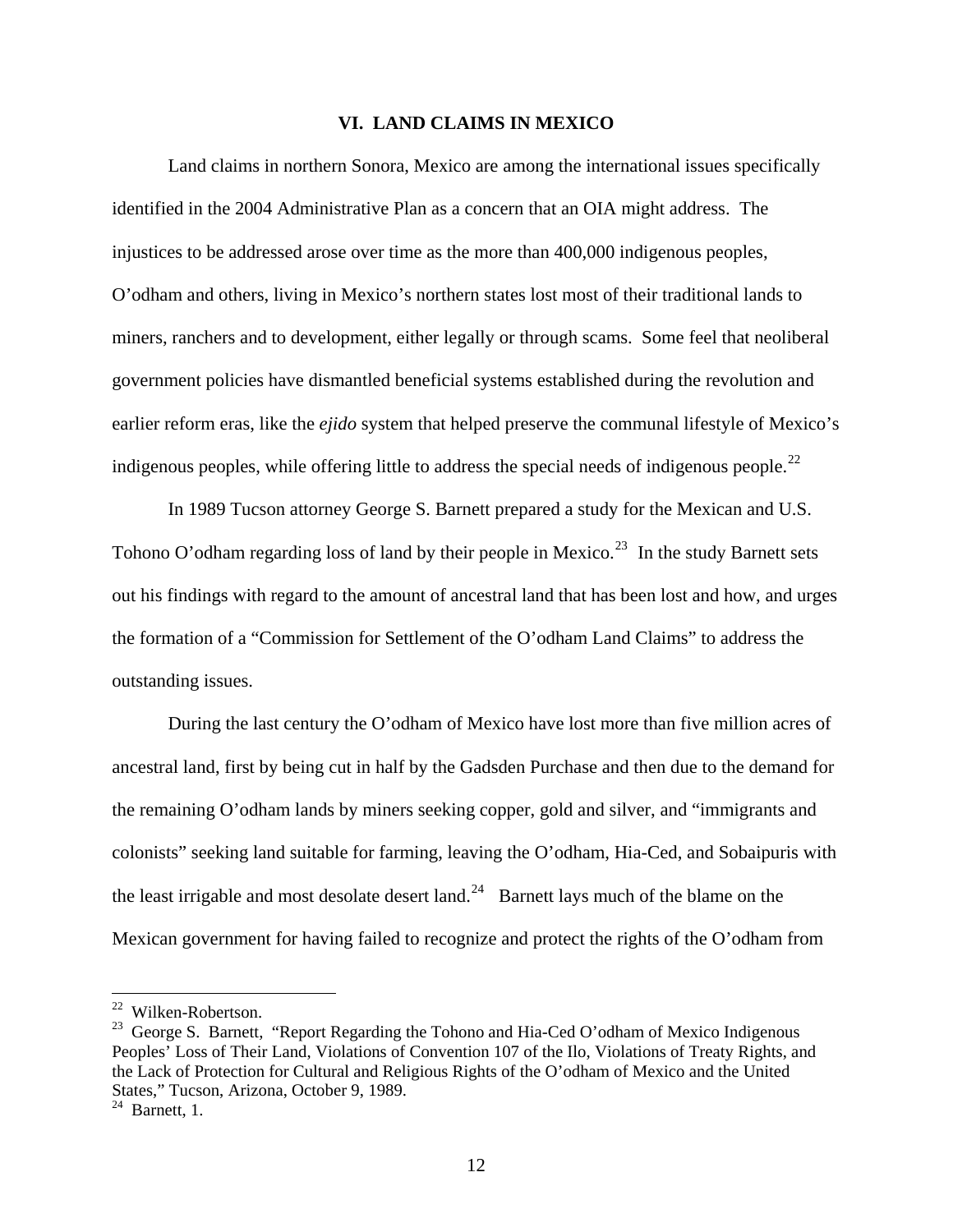## VI. LAND CLAIMS IN MEXICO

Land claims in northern Sonora, Mexico are among the international issues specifically identified in the 2004 Administrative Plan as a concern that an OIA might address. The injustices to be addressed arose over time as the more than 400,000 indigenous peoples, O'odham and others, living in Mexico's northern states lost most of their traditional lands to miners, ranchers and to development, either legally or through scams. Some feel that neoliberal government policies have dismantled beneficial systems established during the revolution and earlier reform eras, like the *ejido* system that helped preserve the communal lifestyle of Mexico's indigenous peoples, while offering little to address the special needs of indigenous people.[22]

In 1989 Tucson attorney George S. Barnett prepared a study for the Mexican and U.S. Tohono O'odham regarding loss of land by their people in Mexico.[23] In the study Barnett sets out his findings with regard to the amount of ancestral land that has been lost and how, and urges the formation of a "Commission for Settlement of the O'odham Land Claims" to address the outstanding issues.

During the last century the O'odham of Mexico have lost more than five million acres of ancestral land, first by being cut in half by the Gadsden Purchase and then due to the demand for the remaining O'odham lands by miners seeking copper, gold and silver, and "immigrants and colonists" seeking land suitable for farming, leaving the O'odham, Hia-Ced, and Sobaipuris with the least irrigable and most desolate desert land.[24] Barnett lays much of the blame on the Mexican government for having failed to recognize and protect the rights of the O'odham from

---

[22] Wilken-Robertson.

[23] George S. Barnett, "Report Regarding the Tohono and Hia-Ced O'odham of Mexico Indigenous Peoples' Loss of Their Land, Violations of Convention 107 of the Ilo, Violations of Treaty Rights, and the Lack of Protection for Cultural and Religious Rights of the O'odham of Mexico and the United States," Tucson, Arizona, October 9, 1989.

[24] Barnett, 1.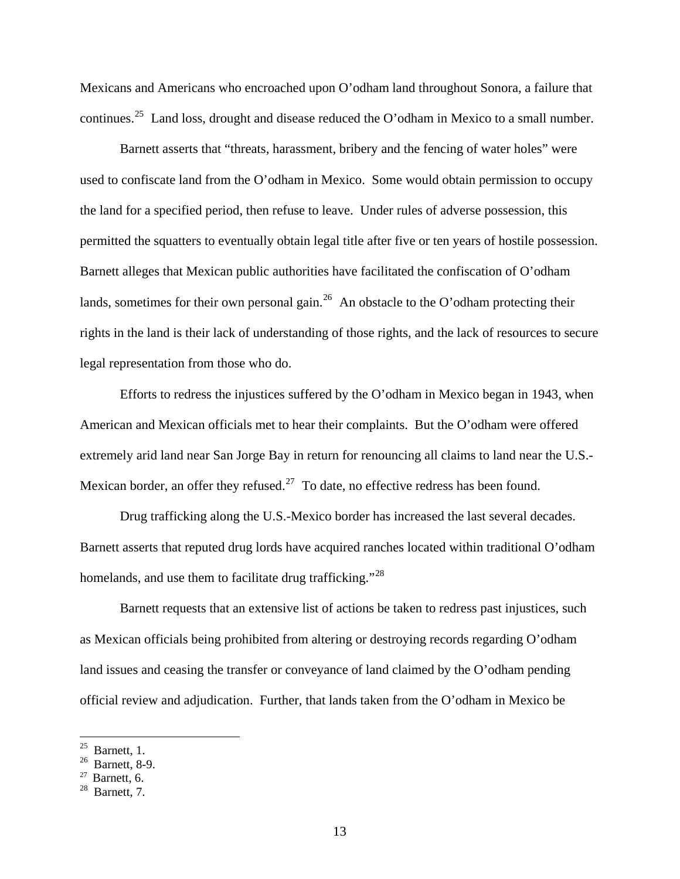Mexicans and Americans who encroached upon O'odham land throughout Sonora, a failure that continues.[25] Land loss, drought and disease reduced the O'odham in Mexico to a small number.

Barnett asserts that "threats, harassment, bribery and the fencing of water holes" were used to confiscate land from the O'odham in Mexico. Some would obtain permission to occupy the land for a specified period, then refuse to leave. Under rules of adverse possession, this permitted the squatters to eventually obtain legal title after five or ten years of hostile possession. Barnett alleges that Mexican public authorities have facilitated the confiscation of O'odham lands, sometimes for their own personal gain.[26] An obstacle to the O'odham protecting their rights in the land is their lack of understanding of those rights, and the lack of resources to secure legal representation from those who do.

Efforts to redress the injustices suffered by the O'odham in Mexico began in 1943, when American and Mexican officials met to hear their complaints. But the O'odham were offered extremely arid land near San Jorge Bay in return for renouncing all claims to land near the U.S.-Mexican border, an offer they refused.[27] To date, no effective redress has been found.

Drug trafficking along the U.S.-Mexico border has increased the last several decades. Barnett asserts that reputed drug lords have acquired ranches located within traditional O'odham homelands, and use them to facilitate drug trafficking."[28]

Barnett requests that an extensive list of actions be taken to redress past injustices, such as Mexican officials being prohibited from altering or destroying records regarding O'odham land issues and ceasing the transfer or conveyance of land claimed by the O'odham pending official review and adjudication. Further, that lands taken from the O'odham in Mexico be

---

[25] Barnett, 1.

[26] Barnett, 8-9.

[27] Barnett, 6.

[28] Barnett, 7.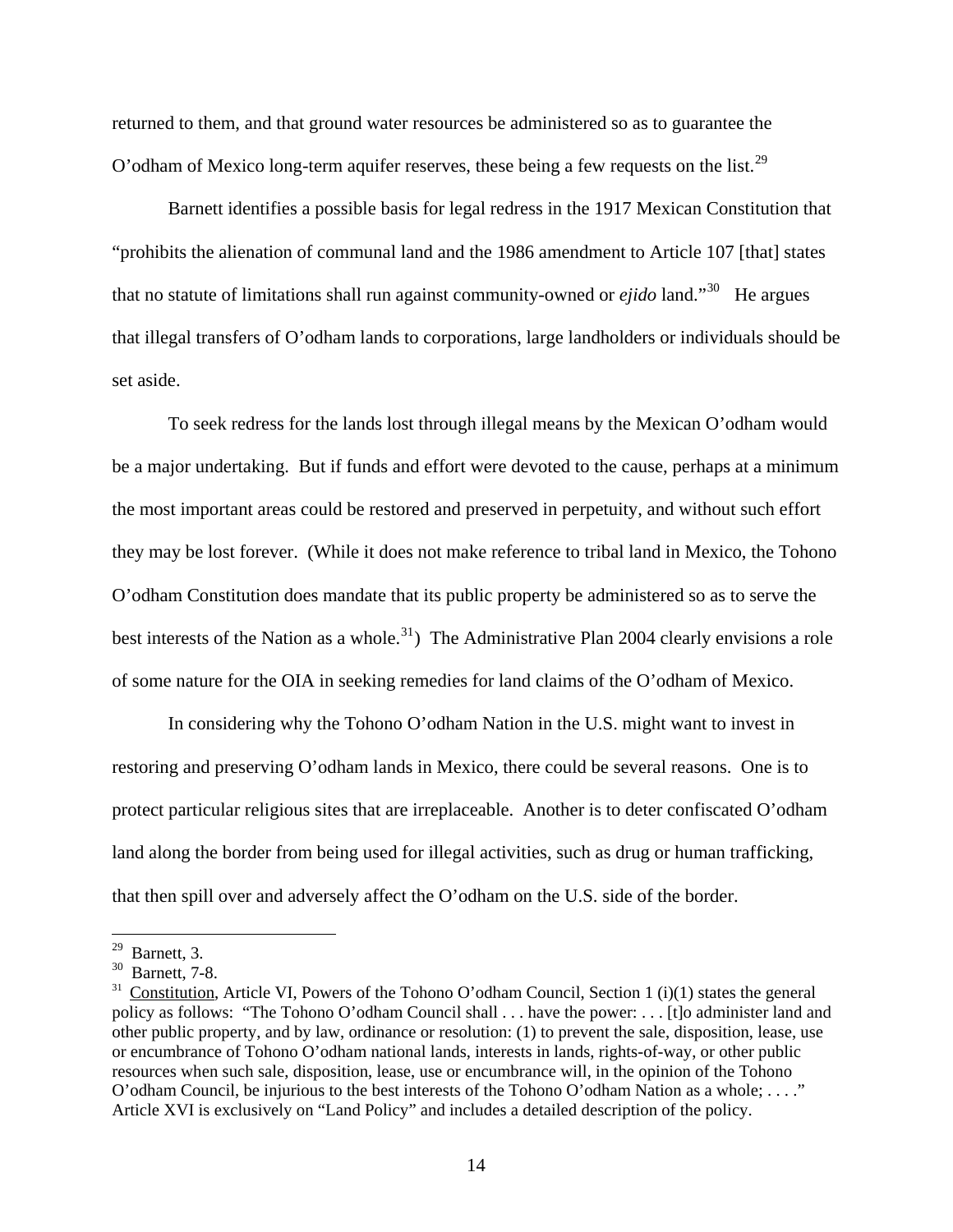returned to them, and that ground water resources be administered so as to guarantee the O'odham of Mexico long-term aquifer reserves, these being a few requests on the list.[29]

Barnett identifies a possible basis for legal redress in the 1917 Mexican Constitution that "prohibits the alienation of communal land and the 1986 amendment to Article 107 [that] states that no statute of limitations shall run against community-owned or *ejido* land."[30] He argues that illegal transfers of O'odham lands to corporations, large landholders or individuals should be set aside.

To seek redress for the lands lost through illegal means by the Mexican O'odham would be a major undertaking. But if funds and effort were devoted to the cause, perhaps at a minimum the most important areas could be restored and preserved in perpetuity, and without such effort they may be lost forever. (While it does not make reference to tribal land in Mexico, the Tohono O'odham Constitution does mandate that its public property be administered so as to serve the best interests of the Nation as a whole.[31]) The Administrative Plan 2004 clearly envisions a role of some nature for the OIA in seeking remedies for land claims of the O'odham of Mexico.

In considering why the Tohono O'odham Nation in the U.S. might want to invest in restoring and preserving O'odham lands in Mexico, there could be several reasons. One is to protect particular religious sites that are irreplaceable. Another is to deter confiscated O'odham land along the border from being used for illegal activities, such as drug or human trafficking, that then spill over and adversely affect the O'odham on the U.S. side of the border.

---

[29] Barnett, 3.

[30] Barnett, 7-8.

[31] Constitution, Article VI, Powers of the Tohono O'odham Council, Section 1 (i)(1) states the general policy as follows: "The Tohono O'odham Council shall . . . have the power: . . . [t]o administer land and other public property, and by law, ordinance or resolution: (1) to prevent the sale, disposition, lease, use or encumbrance of Tohono O'odham national lands, interests in lands, rights-of-way, or other public resources when such sale, disposition, lease, use or encumbrance will, in the opinion of the Tohono O'odham Council, be injurious to the best interests of the Tohono O'odham Nation as a whole; . . . ." Article XVI is exclusively on "Land Policy" and includes a detailed description of the policy.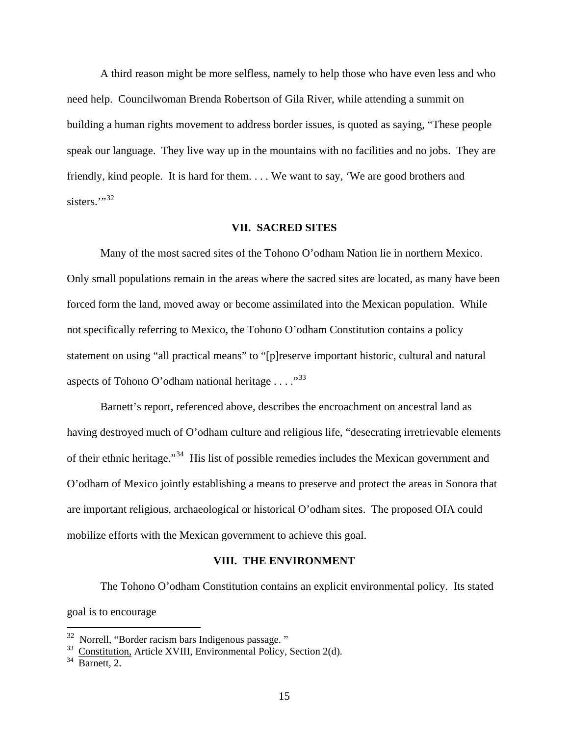A third reason might be more selfless, namely to help those who have even less and who need help. Councilwoman Brenda Robertson of Gila River, while attending a summit on building a human rights movement to address border issues, is quoted as saying, "These people speak our language. They live way up in the mountains with no facilities and no jobs. They are friendly, kind people. It is hard for them. . . . We want to say, 'We are good brothers and sisters.'"[32]

## VII. SACRED SITES

Many of the most sacred sites of the Tohono O'odham Nation lie in northern Mexico. Only small populations remain in the areas where the sacred sites are located, as many have been forced form the land, moved away or become assimilated into the Mexican population. While not specifically referring to Mexico, the Tohono O'odham Constitution contains a policy statement on using "all practical means" to "[p]reserve important historic, cultural and natural aspects of Tohono O'odham national heritage . . . ."[33]

Barnett's report, referenced above, describes the encroachment on ancestral land as having destroyed much of O'odham culture and religious life, "desecrating irretrievable elements of their ethnic heritage."[34] His list of possible remedies includes the Mexican government and O'odham of Mexico jointly establishing a means to preserve and protect the areas in Sonora that are important religious, archaeological or historical O'odham sites. The proposed OIA could mobilize efforts with the Mexican government to achieve this goal.

## VIII. THE ENVIRONMENT

The Tohono O'odham Constitution contains an explicit environmental policy. Its stated goal is to encourage

---

[32] Norrell, "Border racism bars Indigenous passage. "

[33] Constitution, Article XVIII, Environmental Policy, Section 2(d).

[34] Barnett, 2.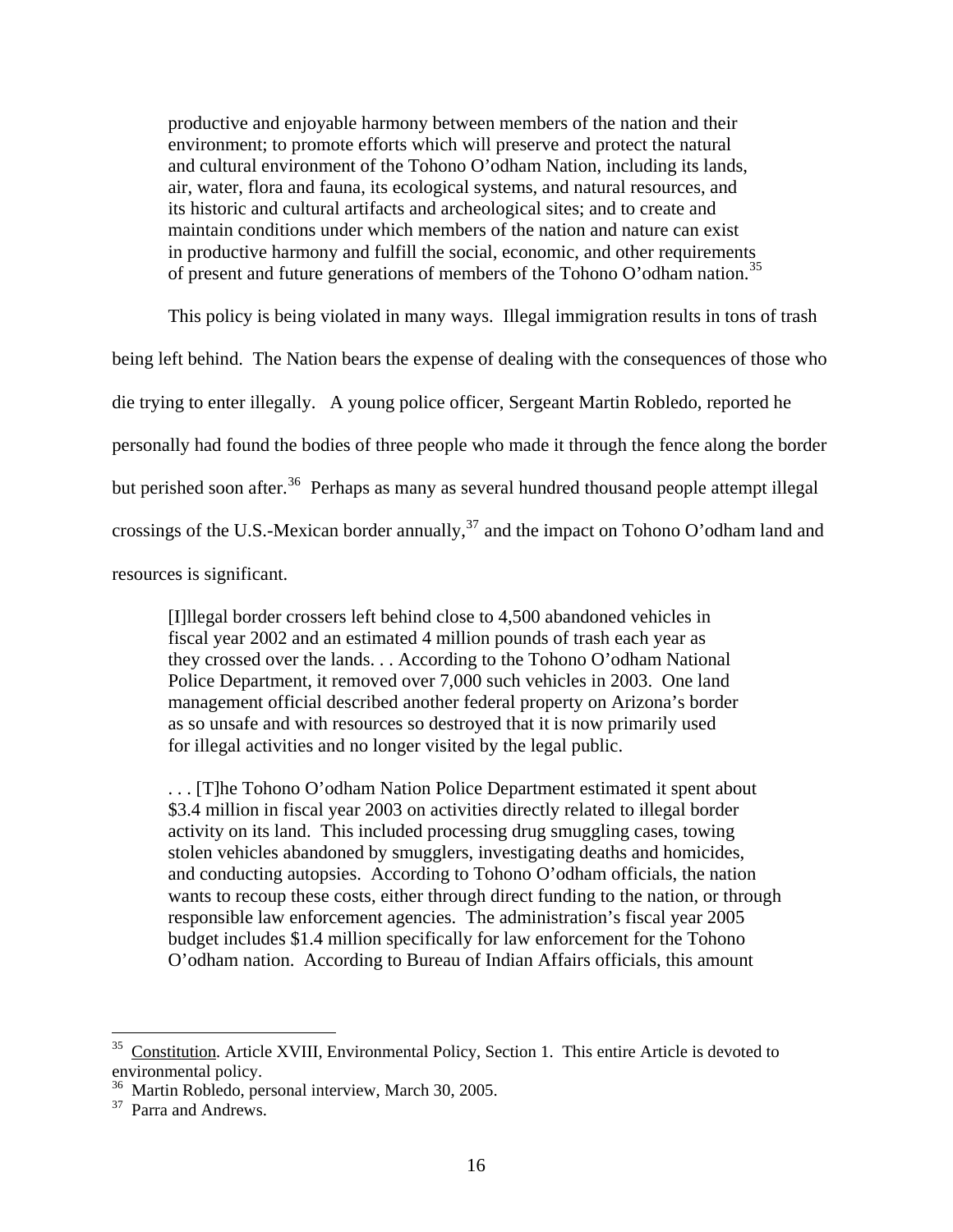> productive and enjoyable harmony between members of the nation and their environment; to promote efforts which will preserve and protect the natural and cultural environment of the Tohono O'odham Nation, including its lands, air, water, flora and fauna, its ecological systems, and natural resources, and its historic and cultural artifacts and archeological sites; and to create and maintain conditions under which members of the nation and nature can exist in productive harmony and fulfill the social, economic, and other requirements of present and future generations of members of the Tohono O'odham nation.[35]

This policy is being violated in many ways. Illegal immigration results in tons of trash being left behind. The Nation bears the expense of dealing with the consequences of those who die trying to enter illegally. A young police officer, Sergeant Martin Robledo, reported he personally had found the bodies of three people who made it through the fence along the border but perished soon after.[36] Perhaps as many as several hundred thousand people attempt illegal crossings of the U.S.-Mexican border annually,[37] and the impact on Tohono O'odham land and resources is significant.

> [I]llegal border crossers left behind close to 4,500 abandoned vehicles in fiscal year 2002 and an estimated 4 million pounds of trash each year as they crossed over the lands. . . According to the Tohono O'odham National Police Department, it removed over 7,000 such vehicles in 2003. One land management official described another federal property on Arizona's border as so unsafe and with resources so destroyed that it is now primarily used for illegal activities and no longer visited by the legal public.
>
> . . . [T]he Tohono O'odham Nation Police Department estimated it spent about $3.4 million in fiscal year 2003 on activities directly related to illegal border activity on its land. This included processing drug smuggling cases, towing stolen vehicles abandoned by smugglers, investigating deaths and homicides, and conducting autopsies. According to Tohono O'odham officials, the nation wants to recoup these costs, either through direct funding to the nation, or through responsible law enforcement agencies. The administration's fiscal year 2005 budget includes $1.4 million specifically for law enforcement for the Tohono O'odham nation. According to Bureau of Indian Affairs officials, this amount

---

[35] Constitution. Article XVIII, Environmental Policy, Section 1. This entire Article is devoted to environmental policy.

[36] Martin Robledo, personal interview, March 30, 2005.

[37] Parra and Andrews.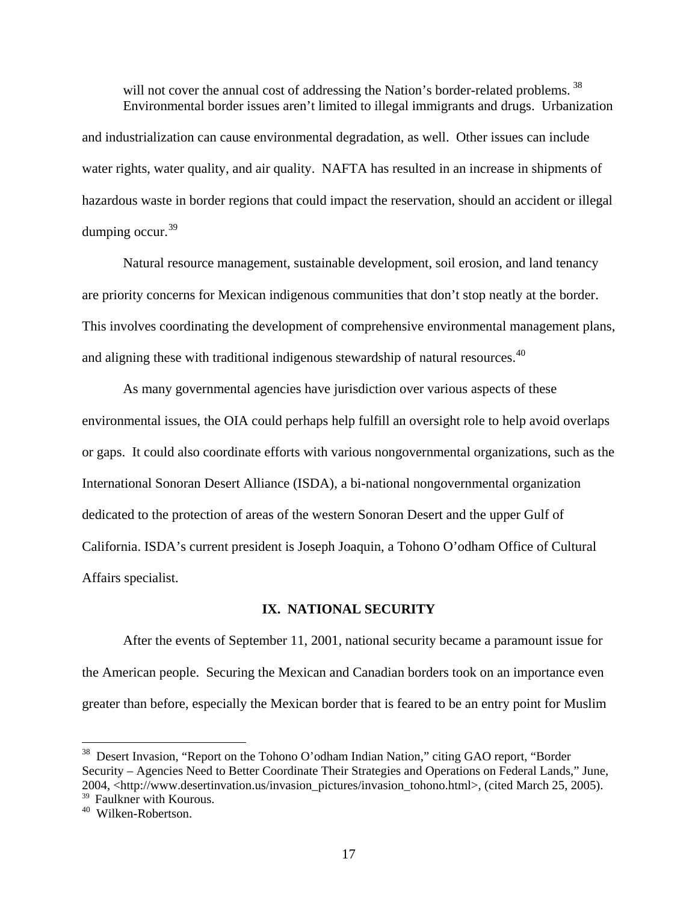will not cover the annual cost of addressing the Nation's border-related problems.[38]

Environmental border issues aren't limited to illegal immigrants and drugs. Urbanization and industrialization can cause environmental degradation, as well. Other issues can include water rights, water quality, and air quality. NAFTA has resulted in an increase in shipments of hazardous waste in border regions that could impact the reservation, should an accident or illegal dumping occur.[39]

Natural resource management, sustainable development, soil erosion, and land tenancy are priority concerns for Mexican indigenous communities that don't stop neatly at the border. This involves coordinating the development of comprehensive environmental management plans, and aligning these with traditional indigenous stewardship of natural resources.[40]

As many governmental agencies have jurisdiction over various aspects of these environmental issues, the OIA could perhaps help fulfill an oversight role to help avoid overlaps or gaps. It could also coordinate efforts with various nongovernmental organizations, such as the International Sonoran Desert Alliance (ISDA), a bi-national nongovernmental organization dedicated to the protection of areas of the western Sonoran Desert and the upper Gulf of California. ISDA's current president is Joseph Joaquin, a Tohono O'odham Office of Cultural Affairs specialist.

## IX. NATIONAL SECURITY

After the events of September 11, 2001, national security became a paramount issue for the American people. Securing the Mexican and Canadian borders took on an importance even greater than before, especially the Mexican border that is feared to be an entry point for Muslim

---

[38] Desert Invasion, "Report on the Tohono O'odham Indian Nation," citing GAO report, "Border Security – Agencies Need to Better Coordinate Their Strategies and Operations on Federal Lands," June, 2004, <http://www.desertinvation.us/invasion_pictures/invasion_tohono.html>, (cited March 25, 2005).

[39] Faulkner with Kourous.

[40] Wilken-Robertson.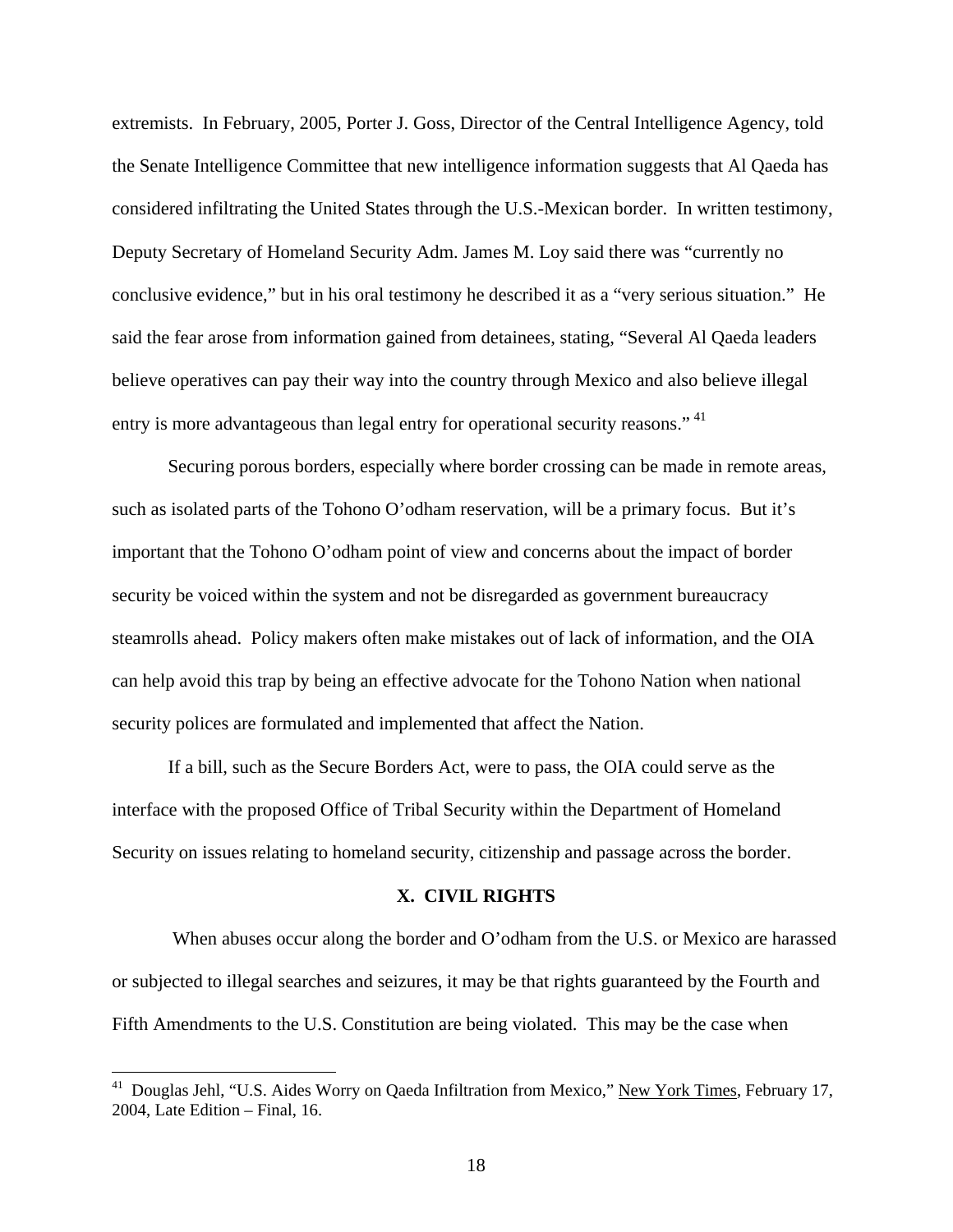extremists. In February, 2005, Porter J. Goss, Director of the Central Intelligence Agency, told the Senate Intelligence Committee that new intelligence information suggests that Al Qaeda has considered infiltrating the United States through the U.S.-Mexican border. In written testimony, Deputy Secretary of Homeland Security Adm. James M. Loy said there was "currently no conclusive evidence," but in his oral testimony he described it as a "very serious situation." He said the fear arose from information gained from detainees, stating, "Several Al Qaeda leaders believe operatives can pay their way into the country through Mexico and also believe illegal entry is more advantageous than legal entry for operational security reasons." [41]

Securing porous borders, especially where border crossing can be made in remote areas, such as isolated parts of the Tohono O'odham reservation, will be a primary focus. But it's important that the Tohono O'odham point of view and concerns about the impact of border security be voiced within the system and not be disregarded as government bureaucracy steamrolls ahead. Policy makers often make mistakes out of lack of information, and the OIA can help avoid this trap by being an effective advocate for the Tohono Nation when national security polices are formulated and implemented that affect the Nation.

If a bill, such as the Secure Borders Act, were to pass, the OIA could serve as the interface with the proposed Office of Tribal Security within the Department of Homeland Security on issues relating to homeland security, citizenship and passage across the border.

## X. CIVIL RIGHTS

When abuses occur along the border and O'odham from the U.S. or Mexico are harassed or subjected to illegal searches and seizures, it may be that rights guaranteed by the Fourth and Fifth Amendments to the U.S. Constitution are being violated. This may be the case when

---

[41] Douglas Jehl, "U.S. Aides Worry on Qaeda Infiltration from Mexico," New York Times, February 17, 2004, Late Edition – Final, 16.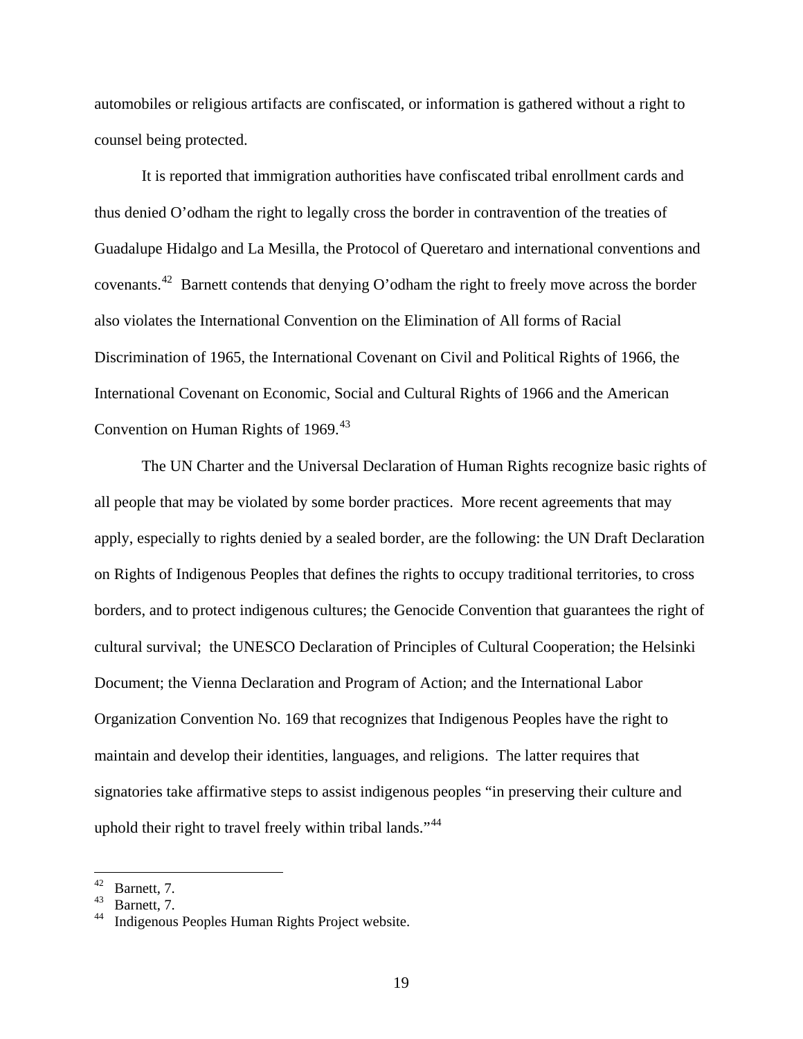automobiles or religious artifacts are confiscated, or information is gathered without a right to counsel being protected.

It is reported that immigration authorities have confiscated tribal enrollment cards and thus denied O'odham the right to legally cross the border in contravention of the treaties of Guadalupe Hidalgo and La Mesilla, the Protocol of Queretaro and international conventions and covenants.[42] Barnett contends that denying O'odham the right to freely move across the border also violates the International Convention on the Elimination of All forms of Racial Discrimination of 1965, the International Covenant on Civil and Political Rights of 1966, the International Covenant on Economic, Social and Cultural Rights of 1966 and the American Convention on Human Rights of 1969.[43]

The UN Charter and the Universal Declaration of Human Rights recognize basic rights of all people that may be violated by some border practices. More recent agreements that may apply, especially to rights denied by a sealed border, are the following: the UN Draft Declaration on Rights of Indigenous Peoples that defines the rights to occupy traditional territories, to cross borders, and to protect indigenous cultures; the Genocide Convention that guarantees the right of cultural survival; the UNESCO Declaration of Principles of Cultural Cooperation; the Helsinki Document; the Vienna Declaration and Program of Action; and the International Labor Organization Convention No. 169 that recognizes that Indigenous Peoples have the right to maintain and develop their identities, languages, and religions. The latter requires that signatories take affirmative steps to assist indigenous peoples "in preserving their culture and uphold their right to travel freely within tribal lands."[44]

---

[42] Barnett, 7.

[43] Barnett, 7.

[44] Indigenous Peoples Human Rights Project website.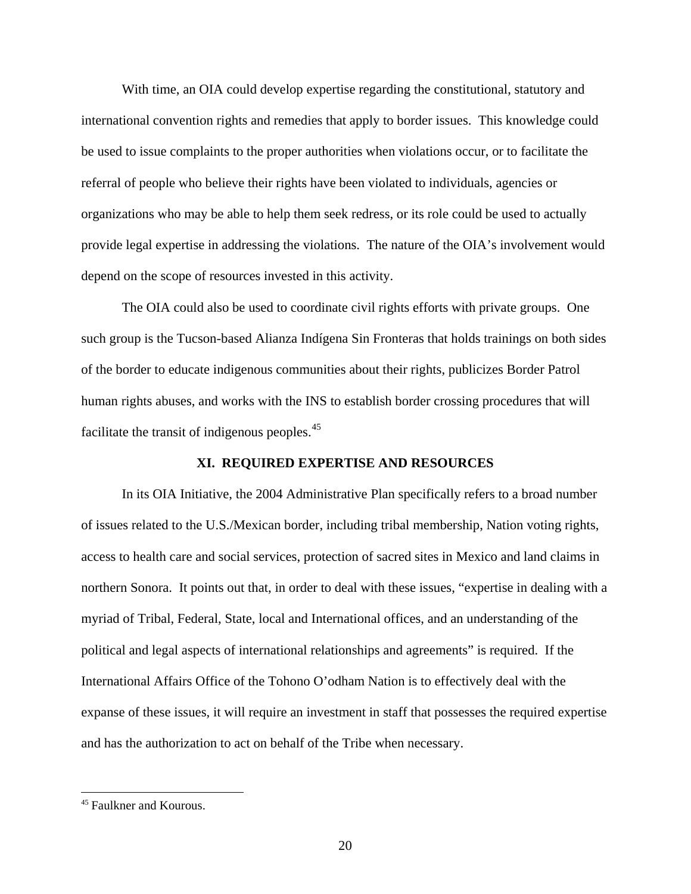With time, an OIA could develop expertise regarding the constitutional, statutory and international convention rights and remedies that apply to border issues. This knowledge could be used to issue complaints to the proper authorities when violations occur, or to facilitate the referral of people who believe their rights have been violated to individuals, agencies or organizations who may be able to help them seek redress, or its role could be used to actually provide legal expertise in addressing the violations. The nature of the OIA's involvement would depend on the scope of resources invested in this activity.

The OIA could also be used to coordinate civil rights efforts with private groups. One such group is the Tucson-based Alianza Indígena Sin Fronteras that holds trainings on both sides of the border to educate indigenous communities about their rights, publicizes Border Patrol human rights abuses, and works with the INS to establish border crossing procedures that will facilitate the transit of indigenous peoples.[45]

## XI. REQUIRED EXPERTISE AND RESOURCES

In its OIA Initiative, the 2004 Administrative Plan specifically refers to a broad number of issues related to the U.S./Mexican border, including tribal membership, Nation voting rights, access to health care and social services, protection of sacred sites in Mexico and land claims in northern Sonora. It points out that, in order to deal with these issues, "expertise in dealing with a myriad of Tribal, Federal, State, local and International offices, and an understanding of the political and legal aspects of international relationships and agreements" is required. If the International Affairs Office of the Tohono O'odham Nation is to effectively deal with the expanse of these issues, it will require an investment in staff that possesses the required expertise and has the authorization to act on behalf of the Tribe when necessary.

---

[45] Faulkner and Kourous.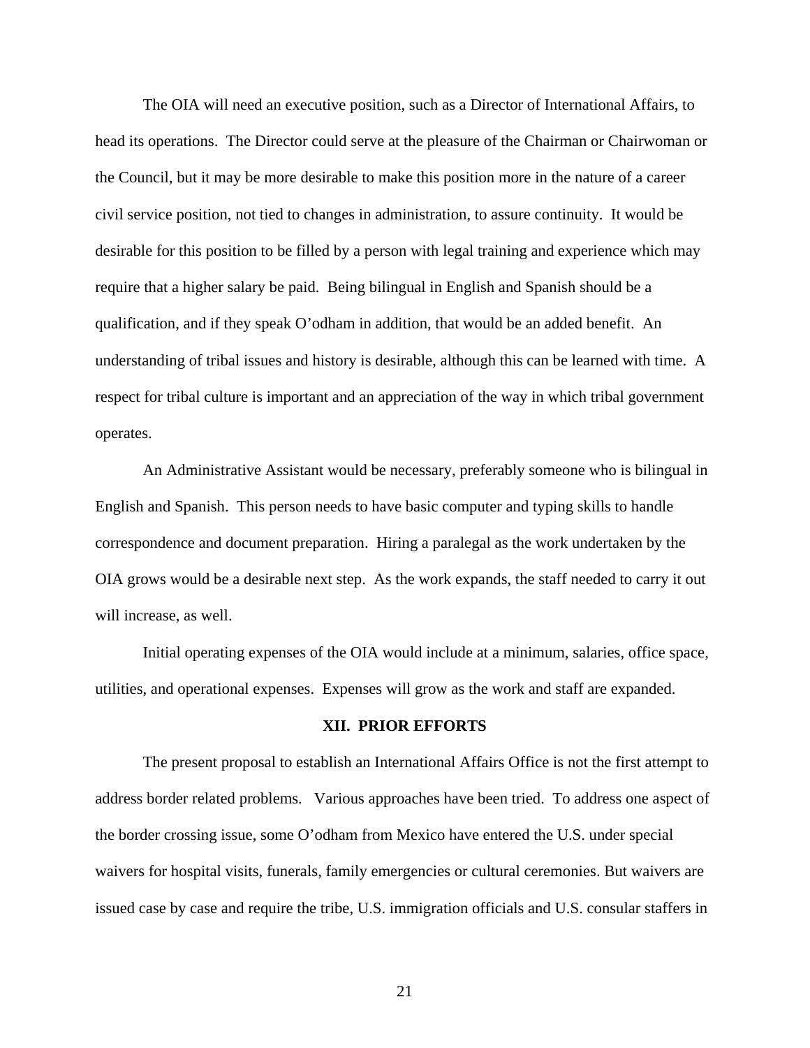The OIA will need an executive position, such as a Director of International Affairs, to head its operations. The Director could serve at the pleasure of the Chairman or Chairwoman or the Council, but it may be more desirable to make this position more in the nature of a career civil service position, not tied to changes in administration, to assure continuity. It would be desirable for this position to be filled by a person with legal training and experience which may require that a higher salary be paid. Being bilingual in English and Spanish should be a qualification, and if they speak O'odham in addition, that would be an added benefit. An understanding of tribal issues and history is desirable, although this can be learned with time. A respect for tribal culture is important and an appreciation of the way in which tribal government operates.

An Administrative Assistant would be necessary, preferably someone who is bilingual in English and Spanish. This person needs to have basic computer and typing skills to handle correspondence and document preparation. Hiring a paralegal as the work undertaken by the OIA grows would be a desirable next step. As the work expands, the staff needed to carry it out will increase, as well.

Initial operating expenses of the OIA would include at a minimum, salaries, office space, utilities, and operational expenses. Expenses will grow as the work and staff are expanded.

## XII. PRIOR EFFORTS

The present proposal to establish an International Affairs Office is not the first attempt to address border related problems. Various approaches have been tried. To address one aspect of the border crossing issue, some O'odham from Mexico have entered the U.S. under special waivers for hospital visits, funerals, family emergencies or cultural ceremonies. But waivers are issued case by case and require the tribe, U.S. immigration officials and U.S. consular staffers in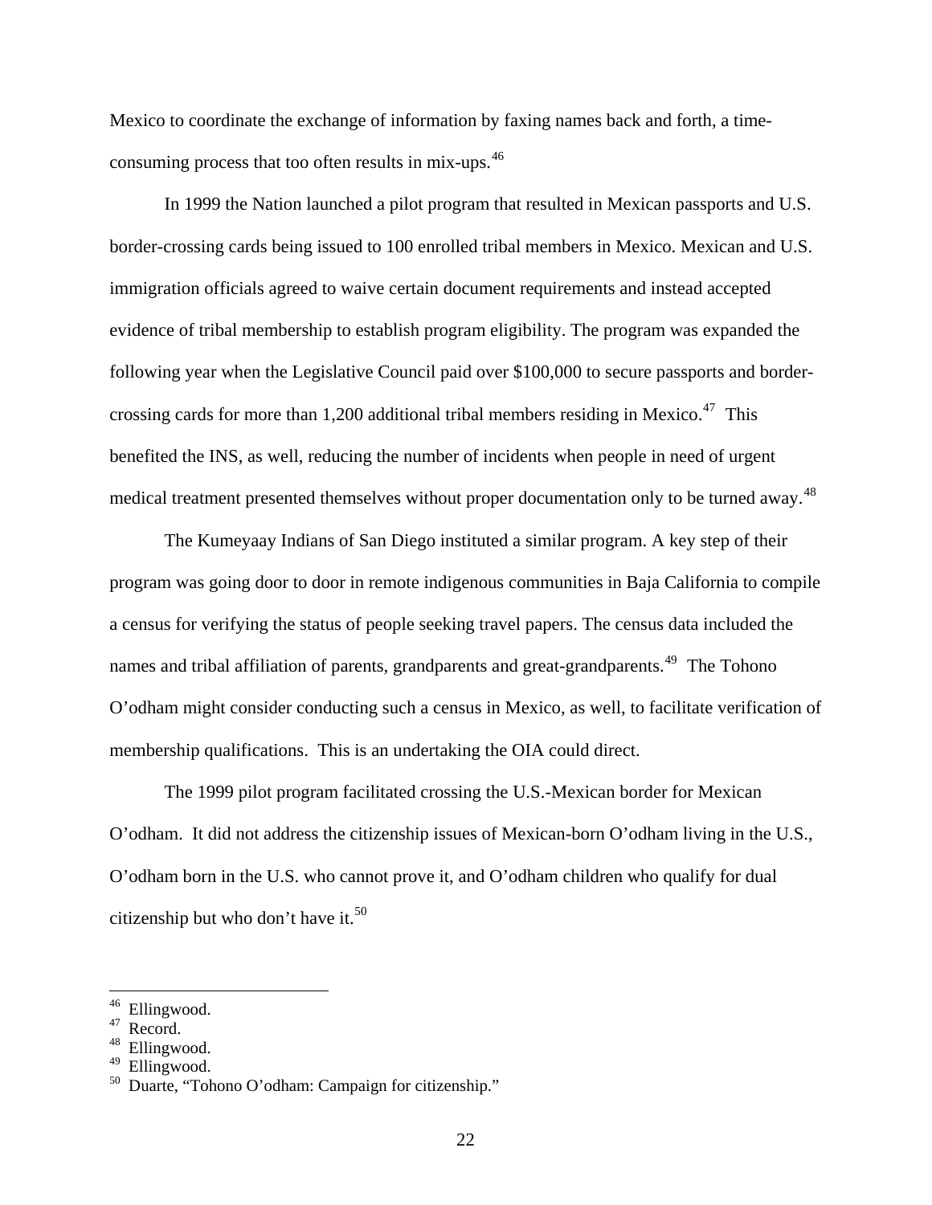Mexico to coordinate the exchange of information by faxing names back and forth, a time-consuming process that too often results in mix-ups.[46]

In 1999 the Nation launched a pilot program that resulted in Mexican passports and U.S. border-crossing cards being issued to 100 enrolled tribal members in Mexico. Mexican and U.S. immigration officials agreed to waive certain document requirements and instead accepted evidence of tribal membership to establish program eligibility. The program was expanded the following year when the Legislative Council paid over $100,000 to secure passports and border-crossing cards for more than 1,200 additional tribal members residing in Mexico.[47] This benefited the INS, as well, reducing the number of incidents when people in need of urgent medical treatment presented themselves without proper documentation only to be turned away.[48]

The Kumeyaay Indians of San Diego instituted a similar program. A key step of their program was going door to door in remote indigenous communities in Baja California to compile a census for verifying the status of people seeking travel papers. The census data included the names and tribal affiliation of parents, grandparents and great-grandparents.[49] The Tohono O'odham might consider conducting such a census in Mexico, as well, to facilitate verification of membership qualifications. This is an undertaking the OIA could direct.

The 1999 pilot program facilitated crossing the U.S.-Mexican border for Mexican O'odham. It did not address the citizenship issues of Mexican-born O'odham living in the U.S., O'odham born in the U.S. who cannot prove it, and O'odham children who qualify for dual citizenship but who don't have it.[50]

---

[46] Ellingwood.
[47] Record.
[48] Ellingwood.
[49] Ellingwood.
[50] Duarte, "Tohono O'odham: Campaign for citizenship."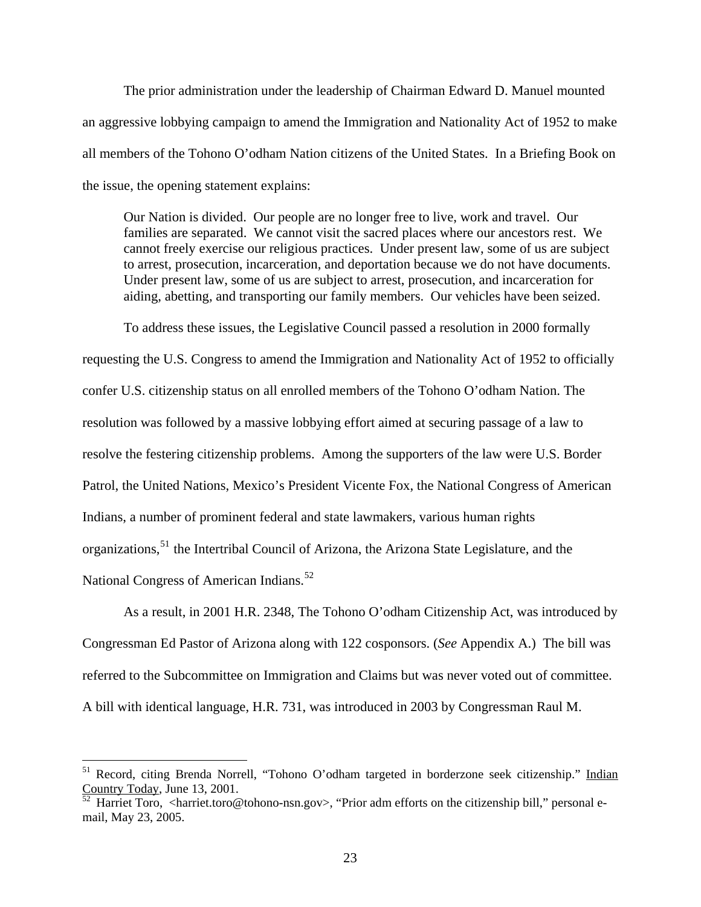The prior administration under the leadership of Chairman Edward D. Manuel mounted an aggressive lobbying campaign to amend the Immigration and Nationality Act of 1952 to make all members of the Tohono O'odham Nation citizens of the United States. In a Briefing Book on the issue, the opening statement explains:

> Our Nation is divided. Our people are no longer free to live, work and travel. Our families are separated. We cannot visit the sacred places where our ancestors rest. We cannot freely exercise our religious practices. Under present law, some of us are subject to arrest, prosecution, incarceration, and deportation because we do not have documents. Under present law, some of us are subject to arrest, prosecution, and incarceration for aiding, abetting, and transporting our family members. Our vehicles have been seized.

To address these issues, the Legislative Council passed a resolution in 2000 formally requesting the U.S. Congress to amend the Immigration and Nationality Act of 1952 to officially confer U.S. citizenship status on all enrolled members of the Tohono O'odham Nation. The resolution was followed by a massive lobbying effort aimed at securing passage of a law to resolve the festering citizenship problems. Among the supporters of the law were U.S. Border Patrol, the United Nations, Mexico's President Vicente Fox, the National Congress of American Indians, a number of prominent federal and state lawmakers, various human rights organizations,[51] the Intertribal Council of Arizona, the Arizona State Legislature, and the National Congress of American Indians.[52]

As a result, in 2001 H.R. 2348, The Tohono O'odham Citizenship Act, was introduced by Congressman Ed Pastor of Arizona along with 122 cosponsors. (*See* Appendix A.) The bill was referred to the Subcommittee on Immigration and Claims but was never voted out of committee. A bill with identical language, H.R. 731, was introduced in 2003 by Congressman Raul M.

---

[51] Record, citing Brenda Norrell, "Tohono O'odham targeted in borderzone seek citizenship." Indian Country Today, June 13, 2001.

[52] Harriet Toro, <harriet.toro@tohono-nsn.gov>, "Prior adm efforts on the citizenship bill," personal e-mail, May 23, 2005.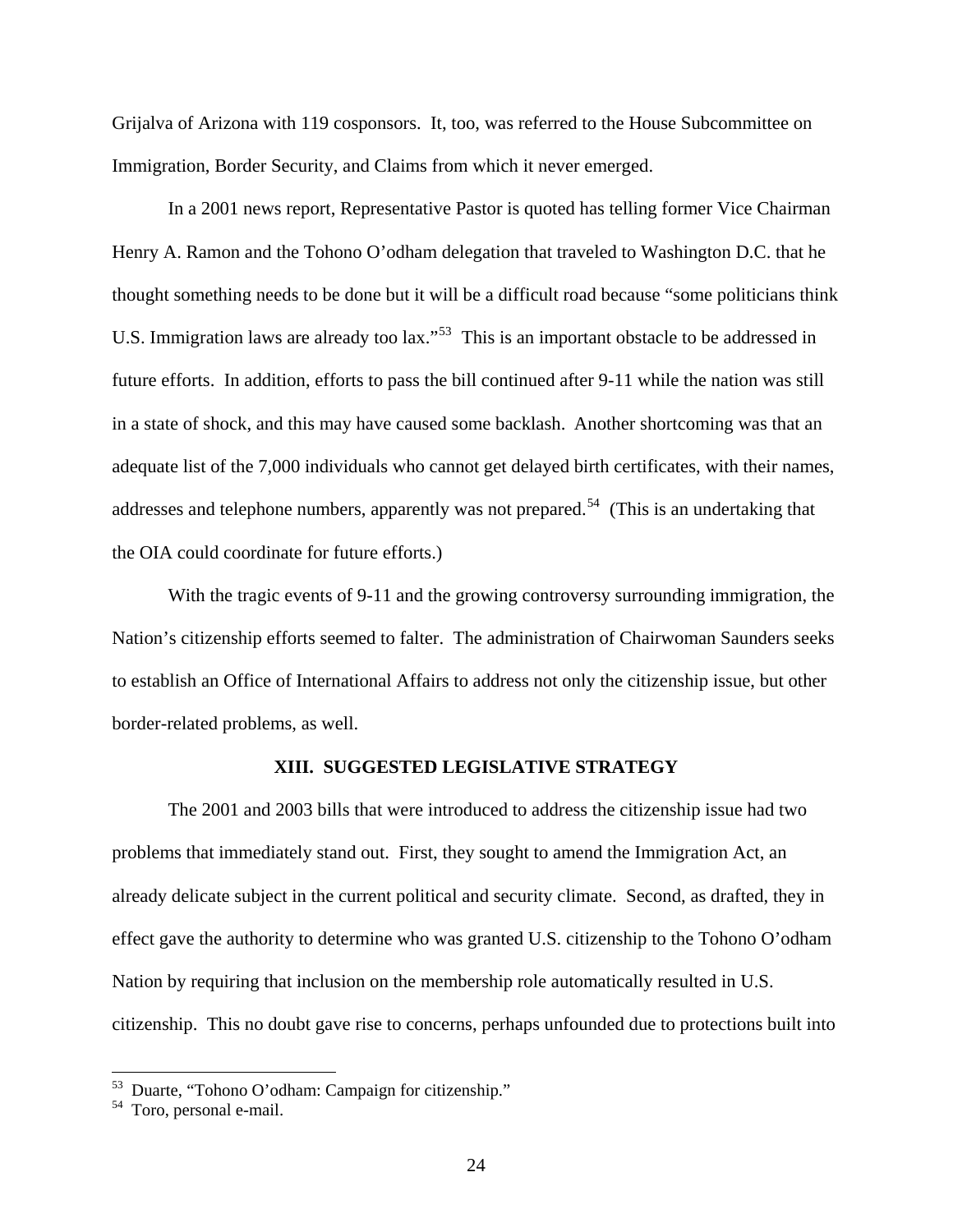Grijalva of Arizona with 119 cosponsors. It, too, was referred to the House Subcommittee on Immigration, Border Security, and Claims from which it never emerged.

In a 2001 news report, Representative Pastor is quoted has telling former Vice Chairman Henry A. Ramon and the Tohono O'odham delegation that traveled to Washington D.C. that he thought something needs to be done but it will be a difficult road because "some politicians think U.S. Immigration laws are already too lax."[53] This is an important obstacle to be addressed in future efforts. In addition, efforts to pass the bill continued after 9-11 while the nation was still in a state of shock, and this may have caused some backlash. Another shortcoming was that an adequate list of the 7,000 individuals who cannot get delayed birth certificates, with their names, addresses and telephone numbers, apparently was not prepared.[54] (This is an undertaking that the OIA could coordinate for future efforts.)

With the tragic events of 9-11 and the growing controversy surrounding immigration, the Nation's citizenship efforts seemed to falter. The administration of Chairwoman Saunders seeks to establish an Office of International Affairs to address not only the citizenship issue, but other border-related problems, as well.

## XIII. SUGGESTED LEGISLATIVE STRATEGY

The 2001 and 2003 bills that were introduced to address the citizenship issue had two problems that immediately stand out. First, they sought to amend the Immigration Act, an already delicate subject in the current political and security climate. Second, as drafted, they in effect gave the authority to determine who was granted U.S. citizenship to the Tohono O'odham Nation by requiring that inclusion on the membership role automatically resulted in U.S. citizenship. This no doubt gave rise to concerns, perhaps unfounded due to protections built into

---

[53] Duarte, "Tohono O'odham: Campaign for citizenship."

[54] Toro, personal e-mail.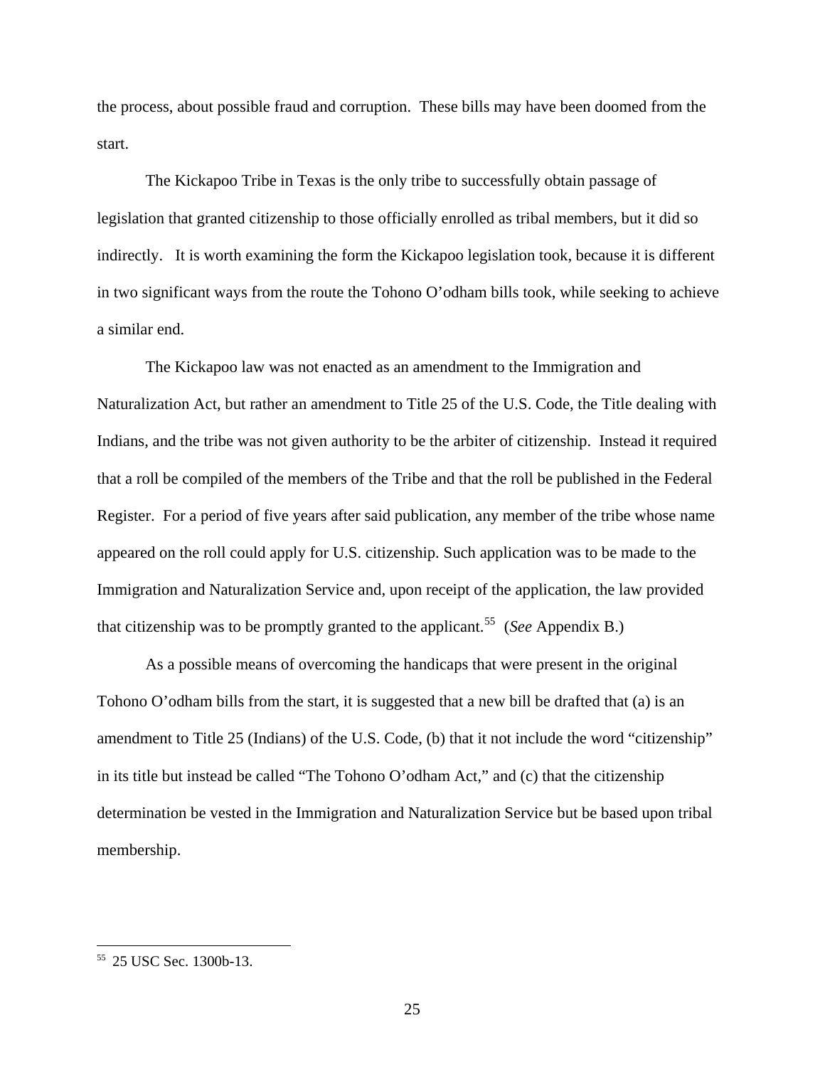the process, about possible fraud and corruption. These bills may have been doomed from the start.

The Kickapoo Tribe in Texas is the only tribe to successfully obtain passage of legislation that granted citizenship to those officially enrolled as tribal members, but it did so indirectly. It is worth examining the form the Kickapoo legislation took, because it is different in two significant ways from the route the Tohono O'odham bills took, while seeking to achieve a similar end.

The Kickapoo law was not enacted as an amendment to the Immigration and Naturalization Act, but rather an amendment to Title 25 of the U.S. Code, the Title dealing with Indians, and the tribe was not given authority to be the arbiter of citizenship. Instead it required that a roll be compiled of the members of the Tribe and that the roll be published in the Federal Register. For a period of five years after said publication, any member of the tribe whose name appeared on the roll could apply for U.S. citizenship. Such application was to be made to the Immigration and Naturalization Service and, upon receipt of the application, the law provided that citizenship was to be promptly granted to the applicant.[55] (*See* Appendix B.)

As a possible means of overcoming the handicaps that were present in the original Tohono O'odham bills from the start, it is suggested that a new bill be drafted that (a) is an amendment to Title 25 (Indians) of the U.S. Code, (b) that it not include the word "citizenship" in its title but instead be called "The Tohono O'odham Act," and (c) that the citizenship determination be vested in the Immigration and Naturalization Service but be based upon tribal membership.

---

[55] 25 USC Sec. 1300b-13.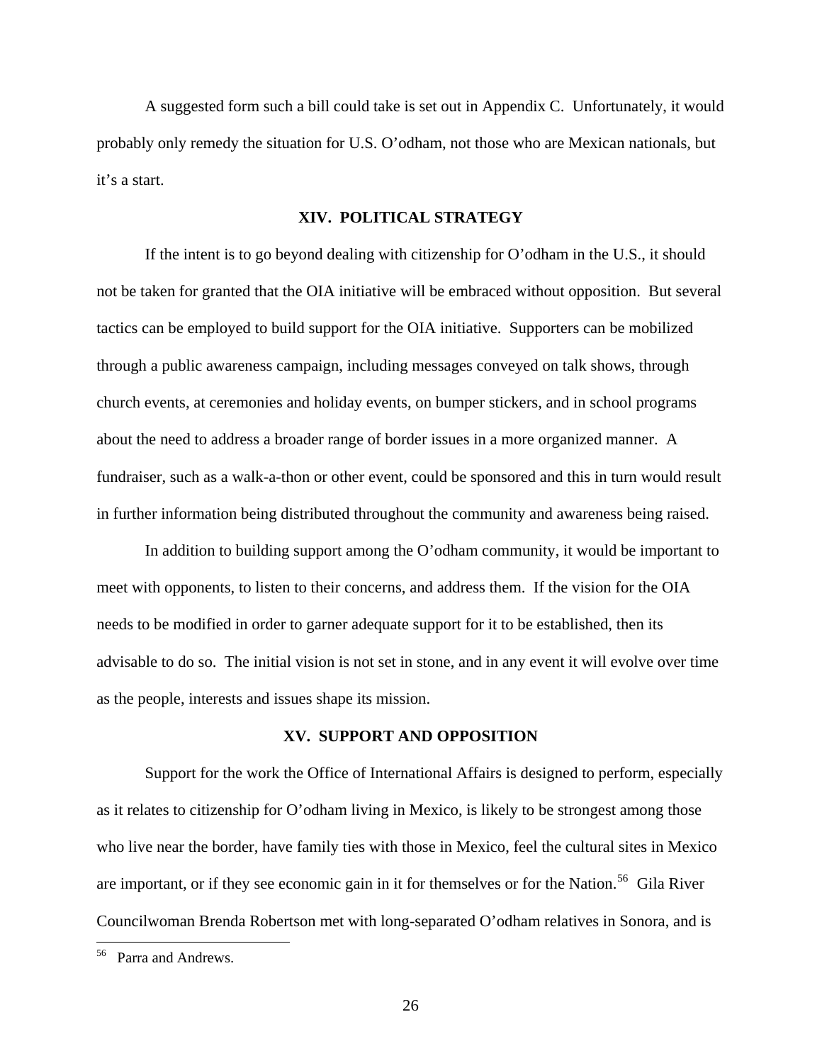A suggested form such a bill could take is set out in Appendix C. Unfortunately, it would probably only remedy the situation for U.S. O'odham, not those who are Mexican nationals, but it's a start.

## XIV. POLITICAL STRATEGY

If the intent is to go beyond dealing with citizenship for O'odham in the U.S., it should not be taken for granted that the OIA initiative will be embraced without opposition. But several tactics can be employed to build support for the OIA initiative. Supporters can be mobilized through a public awareness campaign, including messages conveyed on talk shows, through church events, at ceremonies and holiday events, on bumper stickers, and in school programs about the need to address a broader range of border issues in a more organized manner. A fundraiser, such as a walk-a-thon or other event, could be sponsored and this in turn would result in further information being distributed throughout the community and awareness being raised.

In addition to building support among the O'odham community, it would be important to meet with opponents, to listen to their concerns, and address them. If the vision for the OIA needs to be modified in order to garner adequate support for it to be established, then its advisable to do so. The initial vision is not set in stone, and in any event it will evolve over time as the people, interests and issues shape its mission.

## XV. SUPPORT AND OPPOSITION

Support for the work the Office of International Affairs is designed to perform, especially as it relates to citizenship for O'odham living in Mexico, is likely to be strongest among those who live near the border, have family ties with those in Mexico, feel the cultural sites in Mexico are important, or if they see economic gain in it for themselves or for the Nation.[56] Gila River Councilwoman Brenda Robertson met with long-separated O'odham relatives in Sonora, and is

---

[56] Parra and Andrews.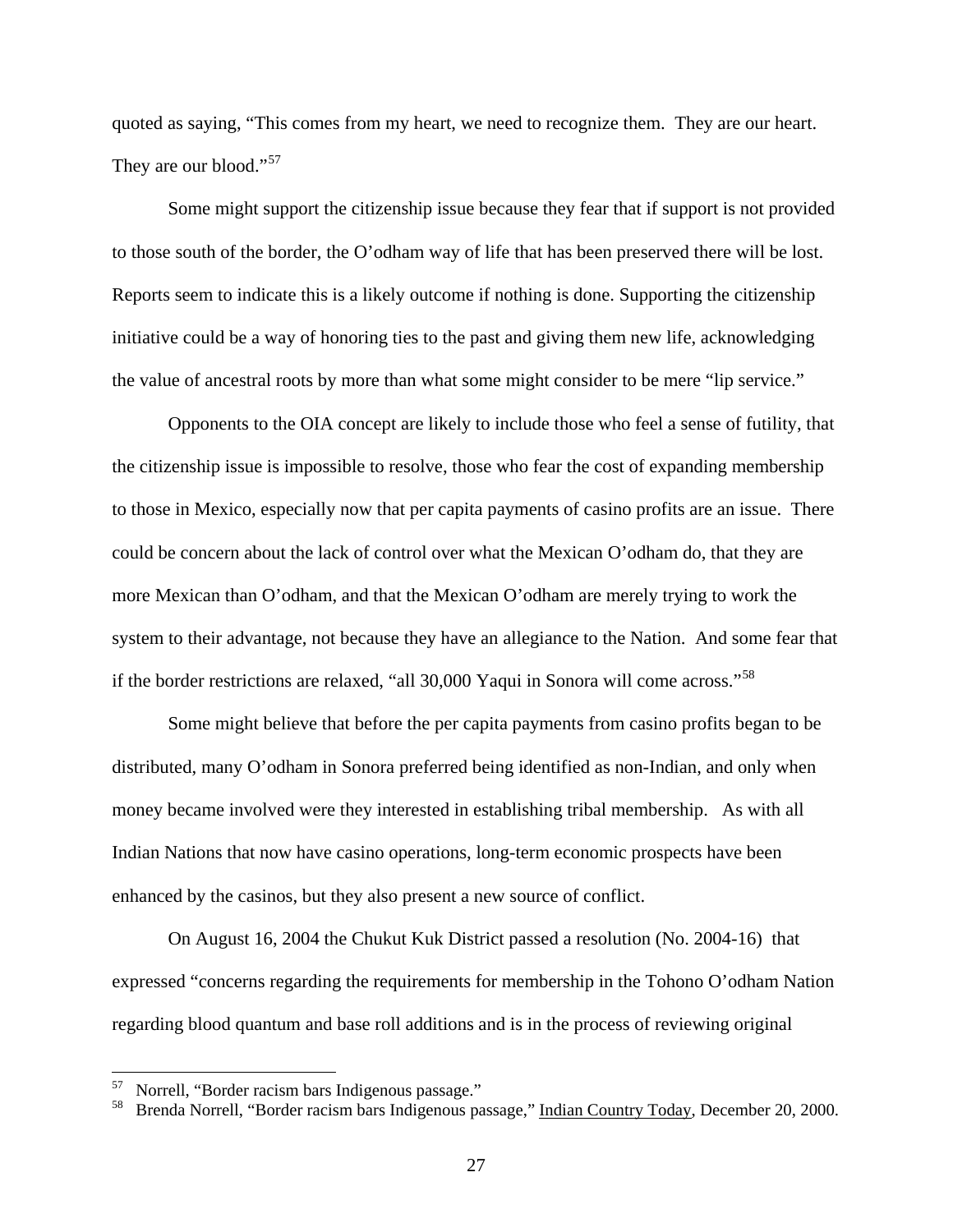quoted as saying, "This comes from my heart, we need to recognize them. They are our heart. They are our blood."[57]

Some might support the citizenship issue because they fear that if support is not provided to those south of the border, the O'odham way of life that has been preserved there will be lost. Reports seem to indicate this is a likely outcome if nothing is done. Supporting the citizenship initiative could be a way of honoring ties to the past and giving them new life, acknowledging the value of ancestral roots by more than what some might consider to be mere "lip service."

Opponents to the OIA concept are likely to include those who feel a sense of futility, that the citizenship issue is impossible to resolve, those who fear the cost of expanding membership to those in Mexico, especially now that per capita payments of casino profits are an issue. There could be concern about the lack of control over what the Mexican O'odham do, that they are more Mexican than O'odham, and that the Mexican O'odham are merely trying to work the system to their advantage, not because they have an allegiance to the Nation. And some fear that if the border restrictions are relaxed, "all 30,000 Yaqui in Sonora will come across."[58]

Some might believe that before the per capita payments from casino profits began to be distributed, many O'odham in Sonora preferred being identified as non-Indian, and only when money became involved were they interested in establishing tribal membership. As with all Indian Nations that now have casino operations, long-term economic prospects have been enhanced by the casinos, but they also present a new source of conflict.

On August 16, 2004 the Chukut Kuk District passed a resolution (No. 2004-16) that expressed "concerns regarding the requirements for membership in the Tohono O'odham Nation regarding blood quantum and base roll additions and is in the process of reviewing original

---

[57] Norrell, "Border racism bars Indigenous passage."

[58] Brenda Norrell, "Border racism bars Indigenous passage," Indian Country Today, December 20, 2000.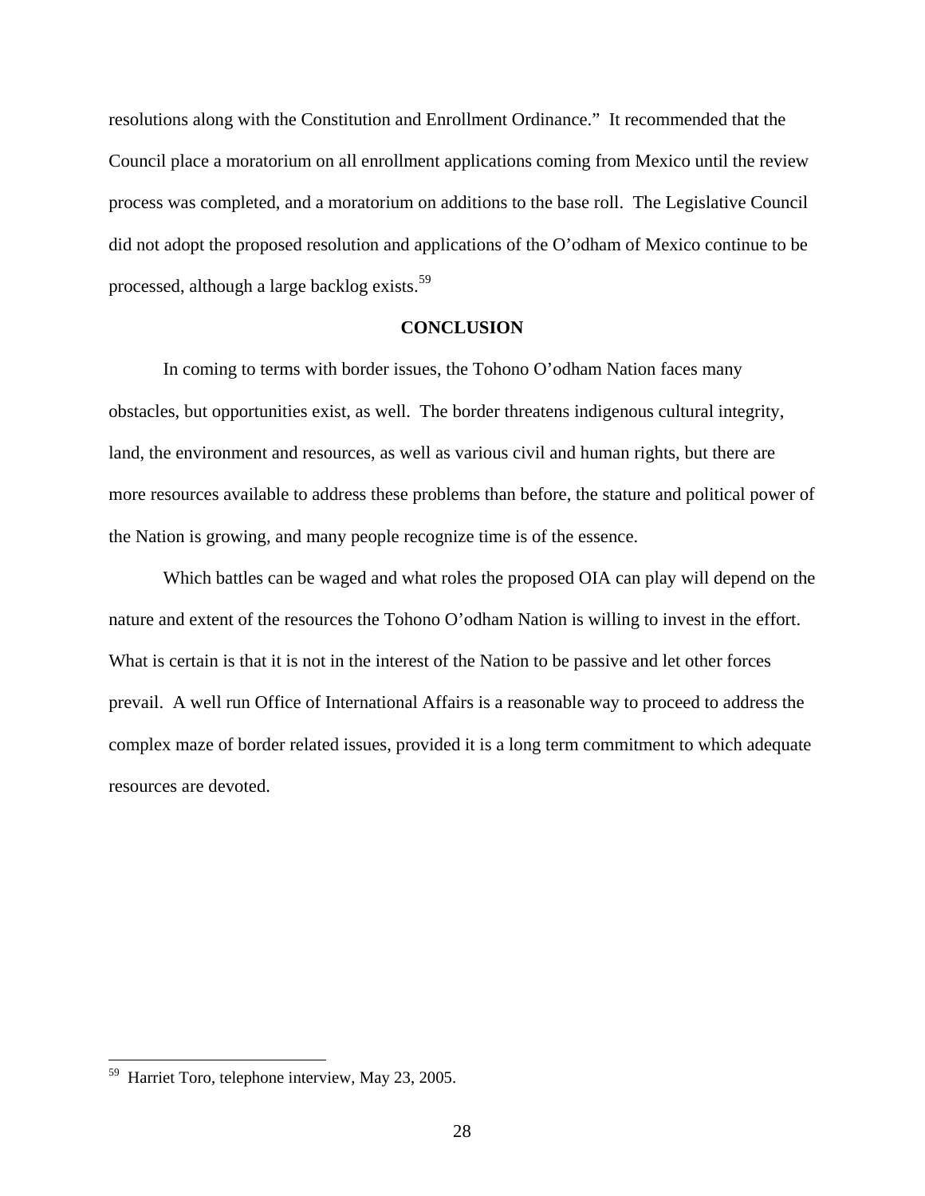resolutions along with the Constitution and Enrollment Ordinance." It recommended that the Council place a moratorium on all enrollment applications coming from Mexico until the review process was completed, and a moratorium on additions to the base roll. The Legislative Council did not adopt the proposed resolution and applications of the O'odham of Mexico continue to be processed, although a large backlog exists.[59]

## CONCLUSION

In coming to terms with border issues, the Tohono O'odham Nation faces many obstacles, but opportunities exist, as well. The border threatens indigenous cultural integrity, land, the environment and resources, as well as various civil and human rights, but there are more resources available to address these problems than before, the stature and political power of the Nation is growing, and many people recognize time is of the essence.

Which battles can be waged and what roles the proposed OIA can play will depend on the nature and extent of the resources the Tohono O'odham Nation is willing to invest in the effort. What is certain is that it is not in the interest of the Nation to be passive and let other forces prevail. A well run Office of International Affairs is a reasonable way to proceed to address the complex maze of border related issues, provided it is a long term commitment to which adequate resources are devoted.

---

[59] Harriet Toro, telephone interview, May 23, 2005.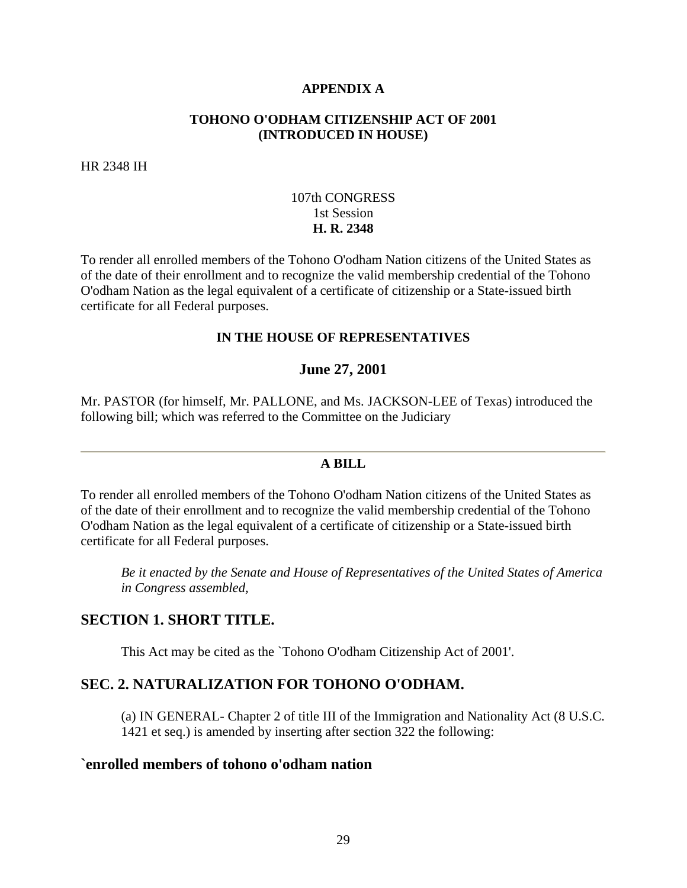**APPENDIX A**

**TOHONO O'ODHAM CITIZENSHIP ACT OF 2001 (INTRODUCED IN HOUSE)**

HR 2348 IH

107th CONGRESS
1st Session
**H. R. 2348**

To render all enrolled members of the Tohono O'odham Nation citizens of the United States as of the date of their enrollment and to recognize the valid membership credential of the Tohono O'odham Nation as the legal equivalent of a certificate of citizenship or a State-issued birth certificate for all Federal purposes.

**IN THE HOUSE OF REPRESENTATIVES**

**June 27, 2001**

Mr. PASTOR (for himself, Mr. PALLONE, and Ms. JACKSON-LEE of Texas) introduced the following bill; which was referred to the Committee on the Judiciary

---

**A BILL**

To render all enrolled members of the Tohono O'odham Nation citizens of the United States as of the date of their enrollment and to recognize the valid membership credential of the Tohono O'odham Nation as the legal equivalent of a certificate of citizenship or a State-issued birth certificate for all Federal purposes.

> *Be it enacted by the Senate and House of Representatives of the United States of America in Congress assembled,*

## SECTION 1. SHORT TITLE.

This Act may be cited as the `Tohono O'odham Citizenship Act of 2001'.

## SEC. 2. NATURALIZATION FOR TOHONO O'ODHAM.

(a) IN GENERAL- Chapter 2 of title III of the Immigration and Nationality Act (8 U.S.C. 1421 et seq.) is amended by inserting after section 322 the following:

## `enrolled members of tohono o'odham nation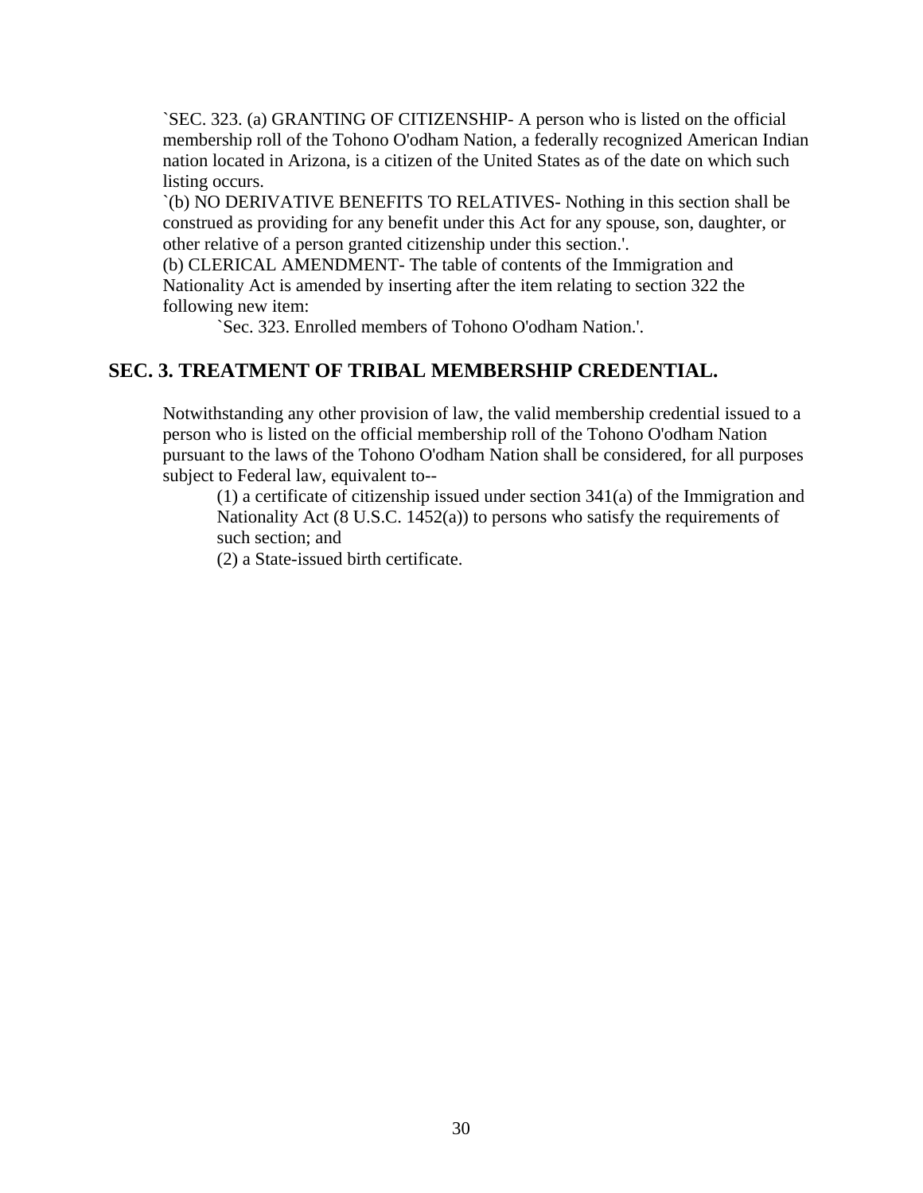`SEC. 323. (a) GRANTING OF CITIZENSHIP- A person who is listed on the official membership roll of the Tohono O'odham Nation, a federally recognized American Indian nation located in Arizona, is a citizen of the United States as of the date on which such listing occurs.

`(b) NO DERIVATIVE BENEFITS TO RELATIVES- Nothing in this section shall be construed as providing for any benefit under this Act for any spouse, son, daughter, or other relative of a person granted citizenship under this section.'.

(b) CLERICAL AMENDMENT- The table of contents of the Immigration and Nationality Act is amended by inserting after the item relating to section 322 the following new item:

`Sec. 323. Enrolled members of Tohono O'odham Nation.'.

## SEC. 3. TREATMENT OF TRIBAL MEMBERSHIP CREDENTIAL.

Notwithstanding any other provision of law, the valid membership credential issued to a person who is listed on the official membership roll of the Tohono O'odham Nation pursuant to the laws of the Tohono O'odham Nation shall be considered, for all purposes subject to Federal law, equivalent to--

(1) a certificate of citizenship issued under section 341(a) of the Immigration and Nationality Act (8 U.S.C. 1452(a)) to persons who satisfy the requirements of such section; and

(2) a State-issued birth certificate.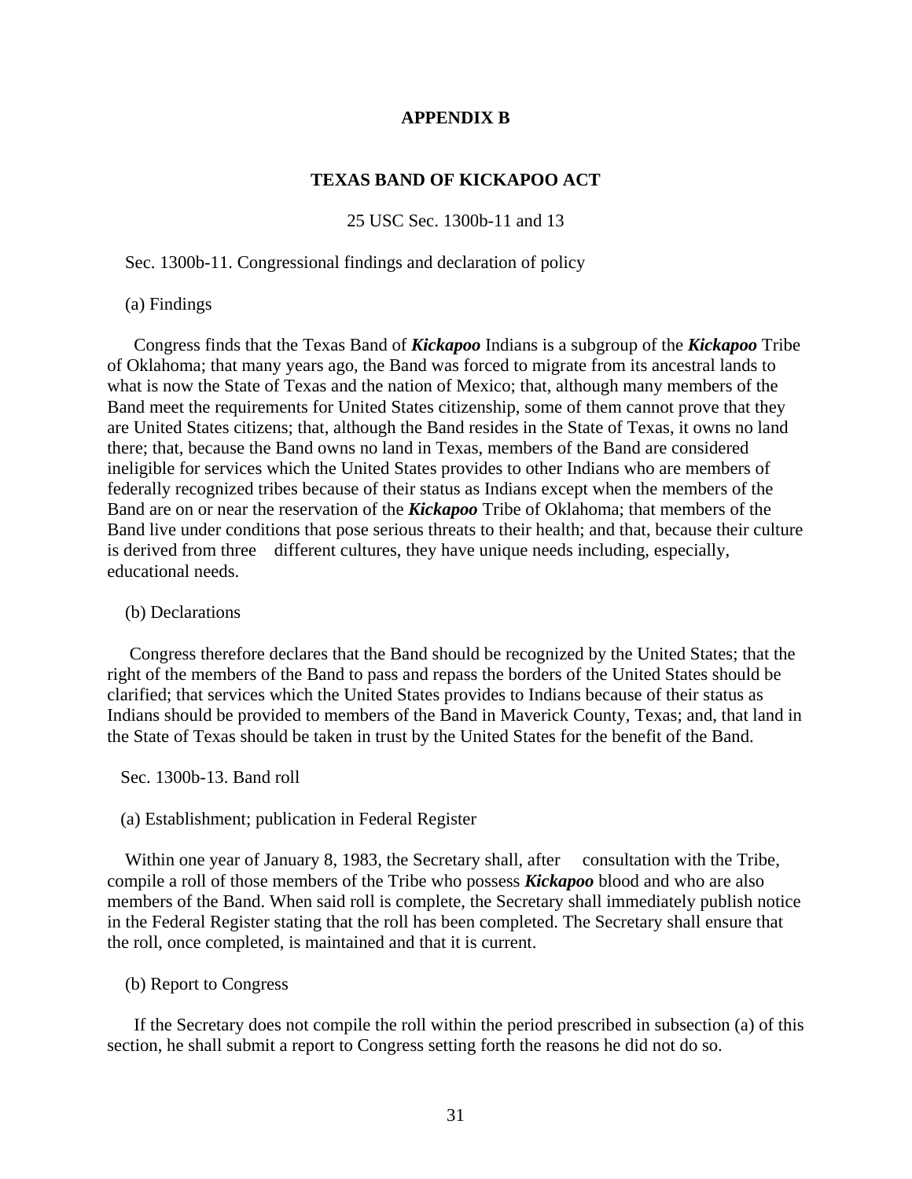# APPENDIX B

## TEXAS BAND OF KICKAPOO ACT

25 USC Sec. 1300b-11 and 13

Sec. 1300b-11. Congressional findings and declaration of policy

(a) Findings

Congress finds that the Texas Band of ***Kickapoo*** Indians is a subgroup of the ***Kickapoo*** Tribe of Oklahoma; that many years ago, the Band was forced to migrate from its ancestral lands to what is now the State of Texas and the nation of Mexico; that, although many members of the Band meet the requirements for United States citizenship, some of them cannot prove that they are United States citizens; that, although the Band resides in the State of Texas, it owns no land there; that, because the Band owns no land in Texas, members of the Band are considered ineligible for services which the United States provides to other Indians who are members of federally recognized tribes because of their status as Indians except when the members of the Band are on or near the reservation of the ***Kickapoo*** Tribe of Oklahoma; that members of the Band live under conditions that pose serious threats to their health; and that, because their culture is derived from three different cultures, they have unique needs including, especially, educational needs.

(b) Declarations

Congress therefore declares that the Band should be recognized by the United States; that the right of the members of the Band to pass and repass the borders of the United States should be clarified; that services which the United States provides to Indians because of their status as Indians should be provided to members of the Band in Maverick County, Texas; and, that land in the State of Texas should be taken in trust by the United States for the benefit of the Band.

Sec. 1300b-13. Band roll

(a) Establishment; publication in Federal Register

Within one year of January 8, 1983, the Secretary shall, after consultation with the Tribe, compile a roll of those members of the Tribe who possess ***Kickapoo*** blood and who are also members of the Band. When said roll is complete, the Secretary shall immediately publish notice in the Federal Register stating that the roll has been completed. The Secretary shall ensure that the roll, once completed, is maintained and that it is current.

(b) Report to Congress

If the Secretary does not compile the roll within the period prescribed in subsection (a) of this section, he shall submit a report to Congress setting forth the reasons he did not do so.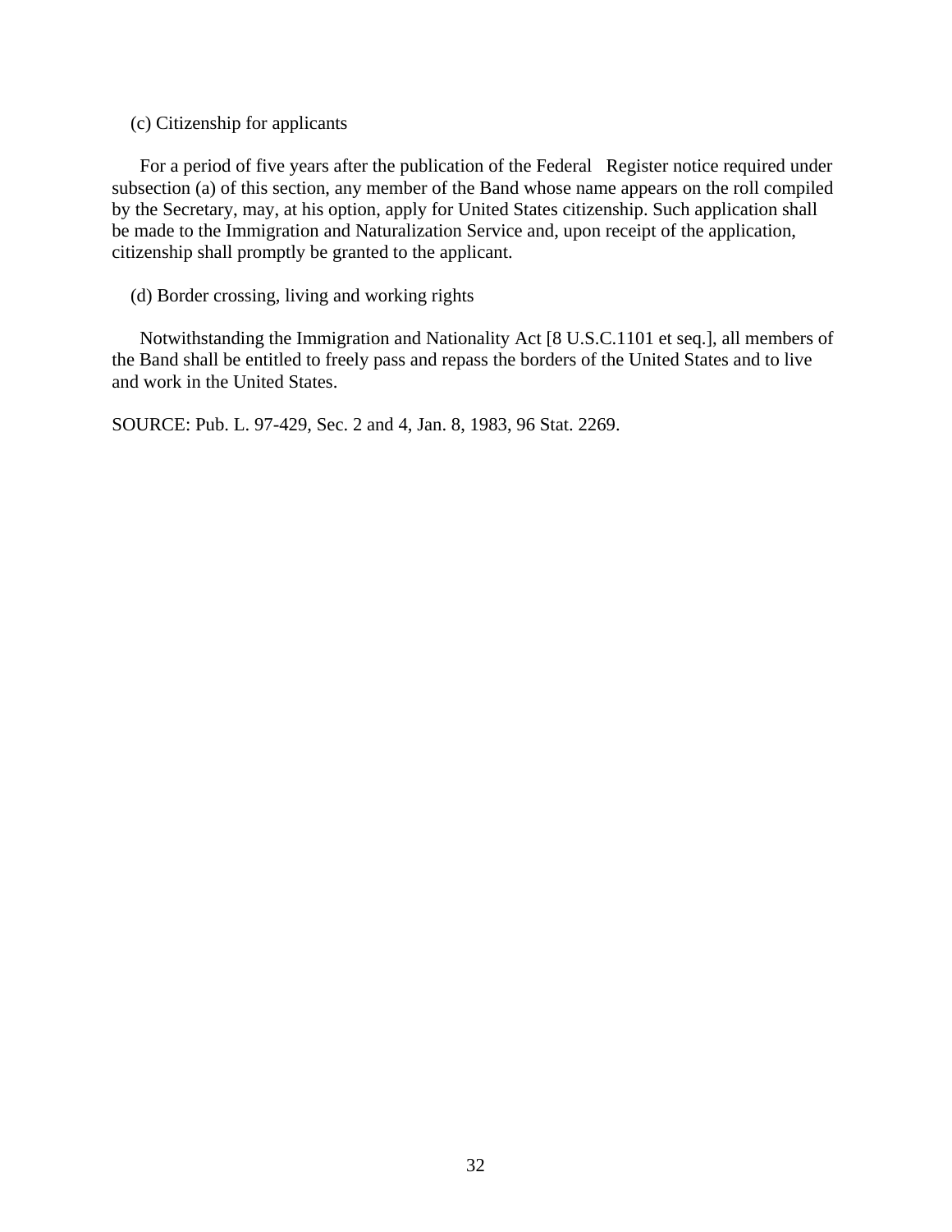(c) Citizenship for applicants

For a period of five years after the publication of the Federal Register notice required under subsection (a) of this section, any member of the Band whose name appears on the roll compiled by the Secretary, may, at his option, apply for United States citizenship. Such application shall be made to the Immigration and Naturalization Service and, upon receipt of the application, citizenship shall promptly be granted to the applicant.

(d) Border crossing, living and working rights

Notwithstanding the Immigration and Nationality Act [8 U.S.C.1101 et seq.], all members of the Band shall be entitled to freely pass and repass the borders of the United States and to live and work in the United States.

SOURCE: Pub. L. 97-429, Sec. 2 and 4, Jan. 8, 1983, 96 Stat. 2269.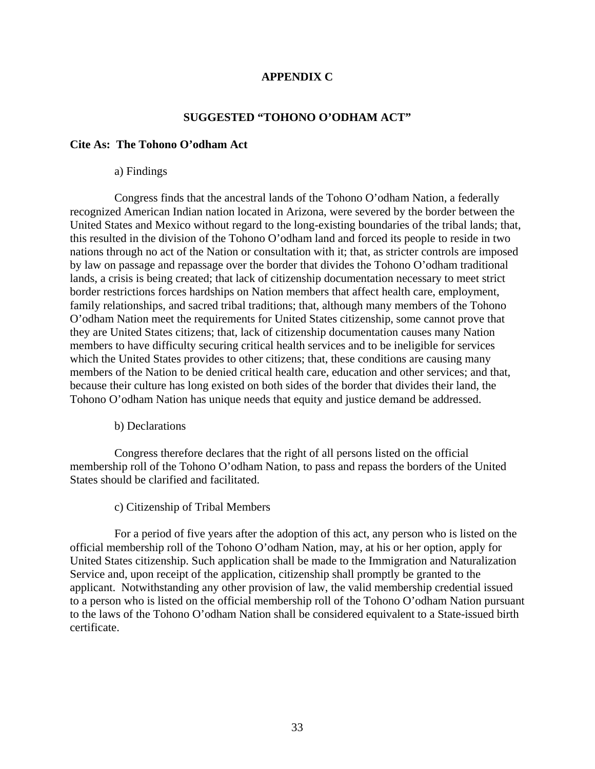# APPENDIX C

## SUGGESTED "TOHONO O'ODHAM ACT"

**Cite As: The Tohono O'odham Act**

a) Findings

Congress finds that the ancestral lands of the Tohono O'odham Nation, a federally recognized American Indian nation located in Arizona, were severed by the border between the United States and Mexico without regard to the long-existing boundaries of the tribal lands; that, this resulted in the division of the Tohono O'odham land and forced its people to reside in two nations through no act of the Nation or consultation with it; that, as stricter controls are imposed by law on passage and repassage over the border that divides the Tohono O'odham traditional lands, a crisis is being created; that lack of citizenship documentation necessary to meet strict border restrictions forces hardships on Nation members that affect health care, employment, family relationships, and sacred tribal traditions; that, although many members of the Tohono O'odham Nation meet the requirements for United States citizenship, some cannot prove that they are United States citizens; that, lack of citizenship documentation causes many Nation members to have difficulty securing critical health services and to be ineligible for services which the United States provides to other citizens; that, these conditions are causing many members of the Nation to be denied critical health care, education and other services; and that, because their culture has long existed on both sides of the border that divides their land, the Tohono O'odham Nation has unique needs that equity and justice demand be addressed.

b) Declarations

Congress therefore declares that the right of all persons listed on the official membership roll of the Tohono O'odham Nation, to pass and repass the borders of the United States should be clarified and facilitated.

c) Citizenship of Tribal Members

For a period of five years after the adoption of this act, any person who is listed on the official membership roll of the Tohono O'odham Nation, may, at his or her option, apply for United States citizenship. Such application shall be made to the Immigration and Naturalization Service and, upon receipt of the application, citizenship shall promptly be granted to the applicant. Notwithstanding any other provision of law, the valid membership credential issued to a person who is listed on the official membership roll of the Tohono O'odham Nation pursuant to the laws of the Tohono O'odham Nation shall be considered equivalent to a State-issued birth certificate.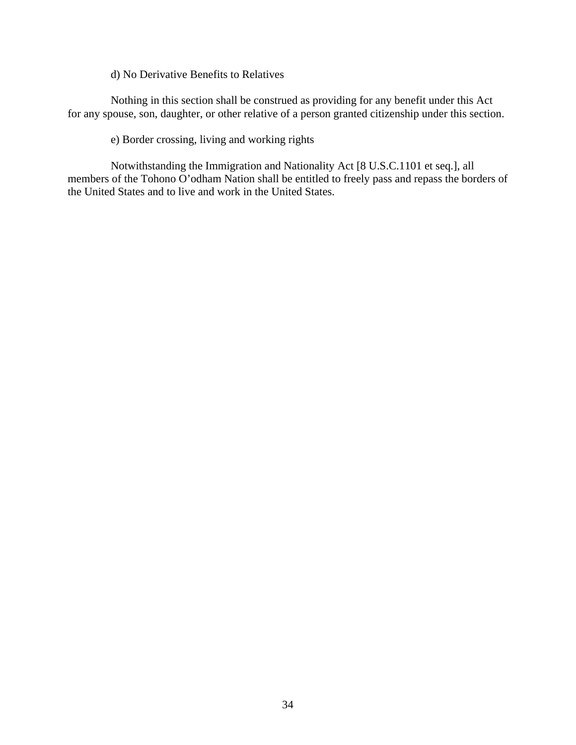d) No Derivative Benefits to Relatives

Nothing in this section shall be construed as providing for any benefit under this Act for any spouse, son, daughter, or other relative of a person granted citizenship under this section.

e) Border crossing, living and working rights

Notwithstanding the Immigration and Nationality Act [8 U.S.C.1101 et seq.], all members of the Tohono O'odham Nation shall be entitled to freely pass and repass the borders of the United States and to live and work in the United States.